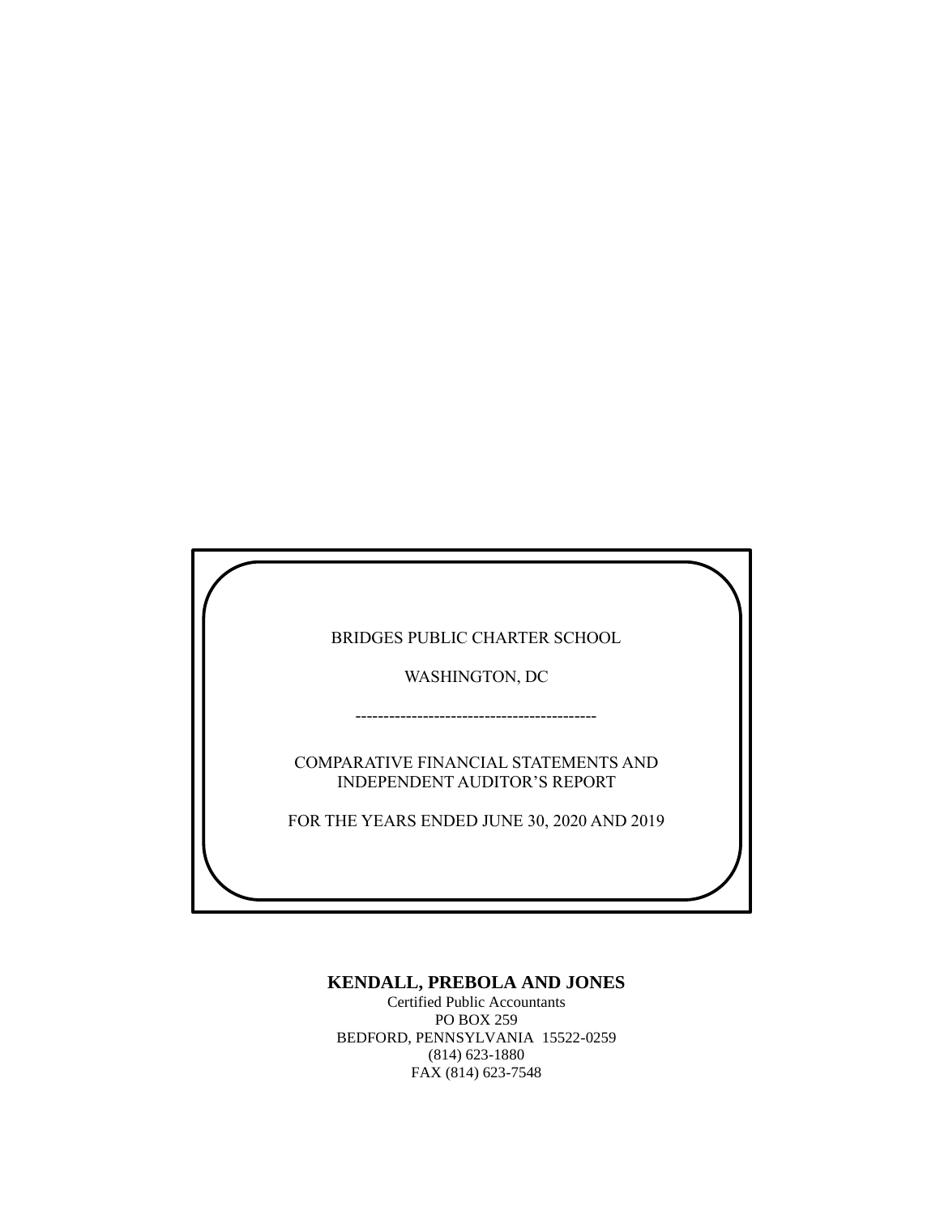BRIDGES PUBLIC CHARTER SCHOOL

WASHINGTON, DC

-------------------------------------------

COMPARATIVE FINANCIAL STATEMENTS AND
INDEPENDENT AUDITOR'S REPORT

FOR THE YEARS ENDED JUNE 30, 2020 AND 2019

**KENDALL, PREBOLA AND JONES**

Certified Public Accountants
PO BOX 259
BEDFORD, PENNSYLVANIA 15522-0259
(814) 623-1880
FAX (814) 623-7548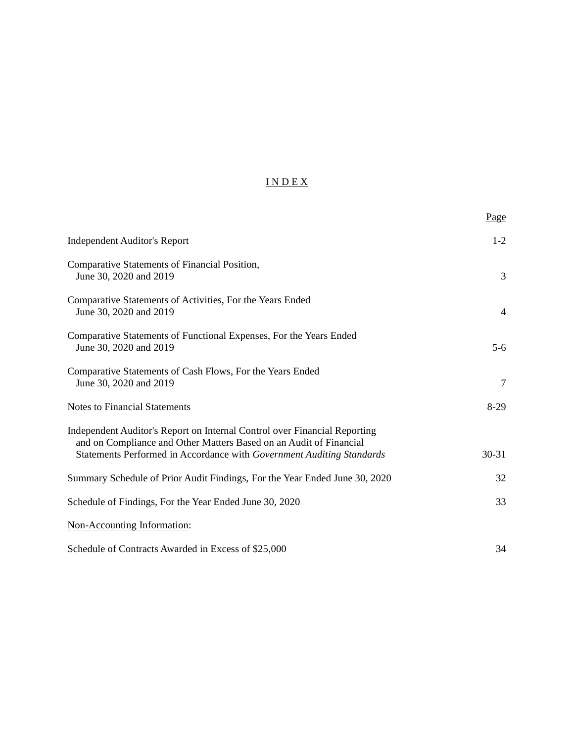# I N D E X

| | Page |
|---|---|
| Independent Auditor's Report | 1-2 |
| Comparative Statements of Financial Position, June 30, 2020 and 2019 | 3 |
| Comparative Statements of Activities, For the Years Ended June 30, 2020 and 2019 | 4 |
| Comparative Statements of Functional Expenses, For the Years Ended June 30, 2020 and 2019 | 5-6 |
| Comparative Statements of Cash Flows, For the Years Ended June 30, 2020 and 2019 | 7 |
| Notes to Financial Statements | 8-29 |
| Independent Auditor's Report on Internal Control over Financial Reporting and on Compliance and Other Matters Based on an Audit of Financial Statements Performed in Accordance with *Government Auditing Standards* | 30-31 |
| Summary Schedule of Prior Audit Findings, For the Year Ended June 30, 2020 | 32 |
| Schedule of Findings, For the Year Ended June 30, 2020 | 33 |
| Non-Accounting Information: | |
| Schedule of Contracts Awarded in Excess of $25,000 | 34 |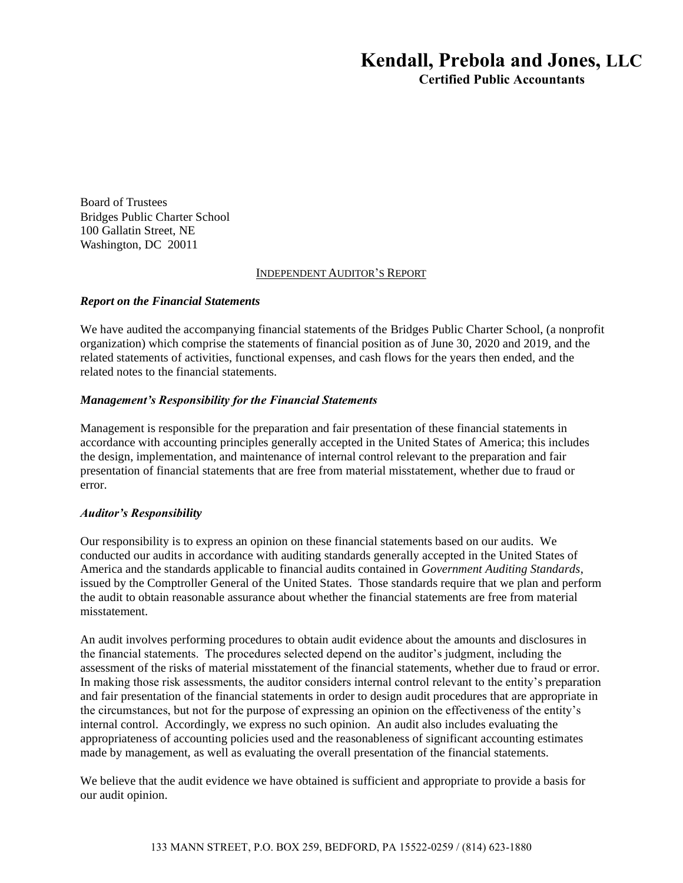# Kendall, Prebola and Jones, LLC

**Certified Public Accountants**

Board of Trustees
Bridges Public Charter School
100 Gallatin Street, NE
Washington, DC 20011

INDEPENDENT AUDITOR'S REPORT

***Report on the Financial Statements***

We have audited the accompanying financial statements of the Bridges Public Charter School, (a nonprofit organization) which comprise the statements of financial position as of June 30, 2020 and 2019, and the related statements of activities, functional expenses, and cash flows for the years then ended, and the related notes to the financial statements.

***Management's Responsibility for the Financial Statements***

Management is responsible for the preparation and fair presentation of these financial statements in accordance with accounting principles generally accepted in the United States of America; this includes the design, implementation, and maintenance of internal control relevant to the preparation and fair presentation of financial statements that are free from material misstatement, whether due to fraud or error.

***Auditor's Responsibility***

Our responsibility is to express an opinion on these financial statements based on our audits. We conducted our audits in accordance with auditing standards generally accepted in the United States of America and the standards applicable to financial audits contained in *Government Auditing Standards*, issued by the Comptroller General of the United States. Those standards require that we plan and perform the audit to obtain reasonable assurance about whether the financial statements are free from material misstatement.

An audit involves performing procedures to obtain audit evidence about the amounts and disclosures in the financial statements. The procedures selected depend on the auditor's judgment, including the assessment of the risks of material misstatement of the financial statements, whether due to fraud or error. In making those risk assessments, the auditor considers internal control relevant to the entity's preparation and fair presentation of the financial statements in order to design audit procedures that are appropriate in the circumstances, but not for the purpose of expressing an opinion on the effectiveness of the entity's internal control. Accordingly, we express no such opinion. An audit also includes evaluating the appropriateness of accounting policies used and the reasonableness of significant accounting estimates made by management, as well as evaluating the overall presentation of the financial statements.

We believe that the audit evidence we have obtained is sufficient and appropriate to provide a basis for our audit opinion.

133 MANN STREET, P.O. BOX 259, BEDFORD, PA 15522-0259 / (814) 623-1880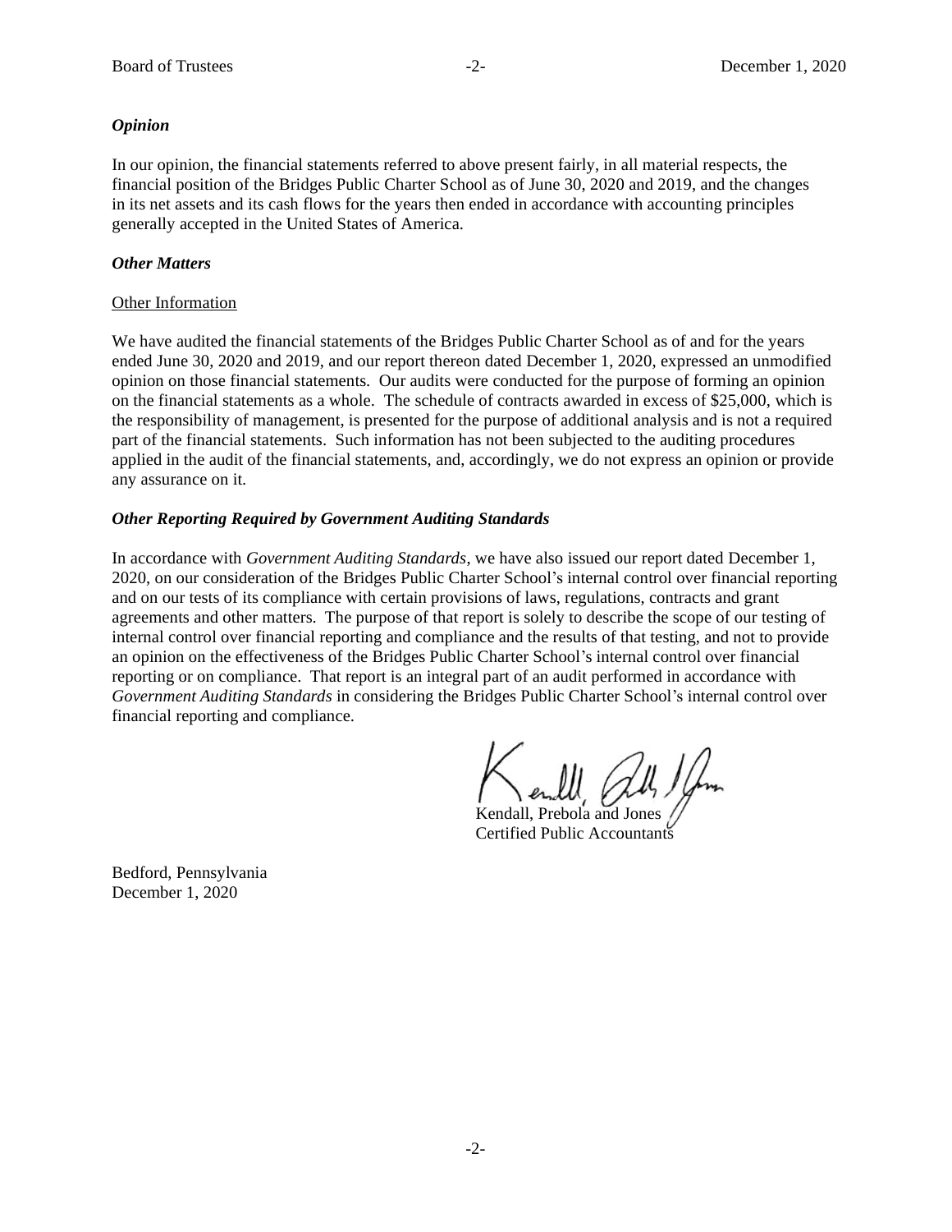***Opinion***

In our opinion, the financial statements referred to above present fairly, in all material respects, the financial position of the Bridges Public Charter School as of June 30, 2020 and 2019, and the changes in its net assets and its cash flows for the years then ended in accordance with accounting principles generally accepted in the United States of America.

***Other Matters***

Other Information

We have audited the financial statements of the Bridges Public Charter School as of and for the years ended June 30, 2020 and 2019, and our report thereon dated December 1, 2020, expressed an unmodified opinion on those financial statements. Our audits were conducted for the purpose of forming an opinion on the financial statements as a whole. The schedule of contracts awarded in excess of $25,000, which is the responsibility of management, is presented for the purpose of additional analysis and is not a required part of the financial statements. Such information has not been subjected to the auditing procedures applied in the audit of the financial statements, and, accordingly, we do not express an opinion or provide any assurance on it.

***Other Reporting Required by Government Auditing Standards***

In accordance with *Government Auditing Standards*, we have also issued our report dated December 1, 2020, on our consideration of the Bridges Public Charter School's internal control over financial reporting and on our tests of its compliance with certain provisions of laws, regulations, contracts and grant agreements and other matters. The purpose of that report is solely to describe the scope of our testing of internal control over financial reporting and compliance and the results of that testing, and not to provide an opinion on the effectiveness of the Bridges Public Charter School's internal control over financial reporting or on compliance. That report is an integral part of an audit performed in accordance with *Government Auditing Standards* in considering the Bridges Public Charter School's internal control over financial reporting and compliance.

Kendall, Prebola and Jones
Certified Public Accountants

Bedford, Pennsylvania
December 1, 2020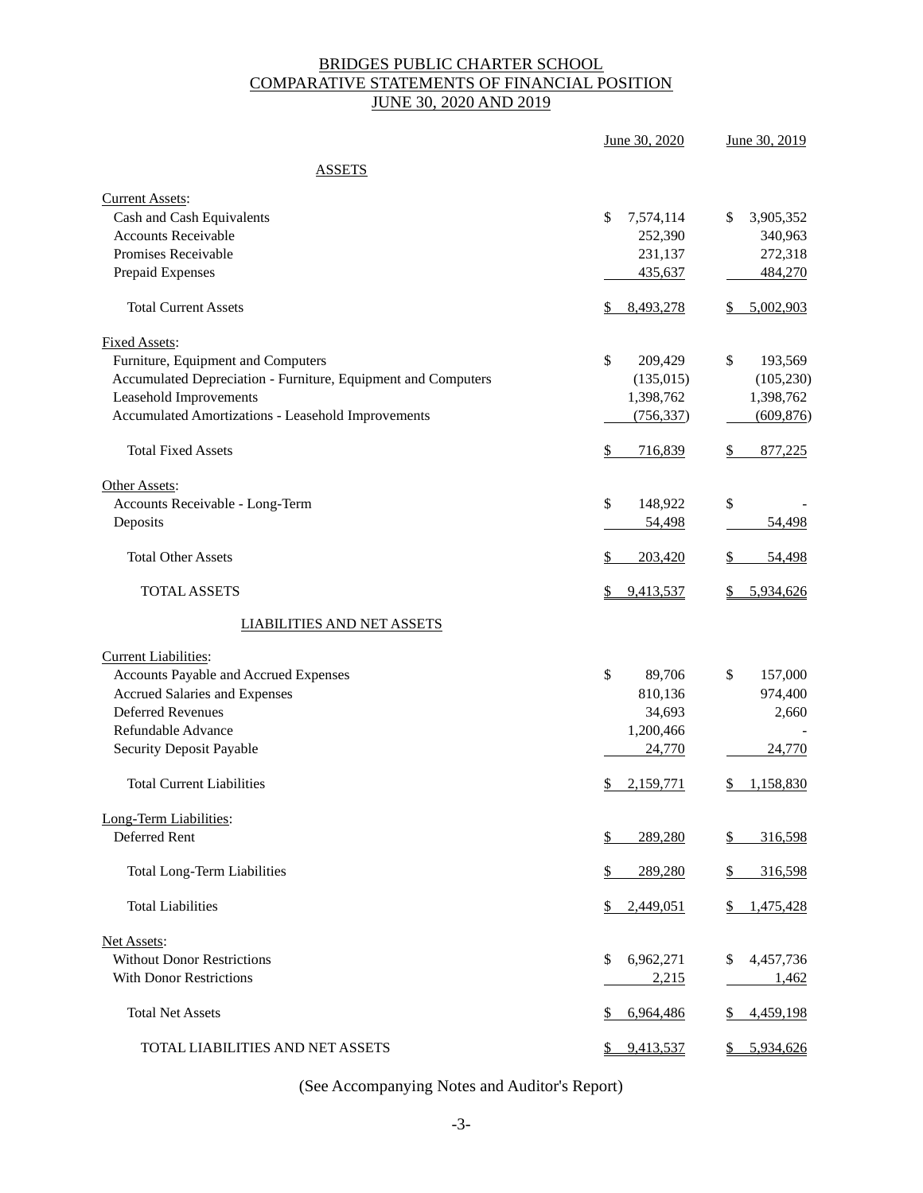# BRIDGES PUBLIC CHARTER SCHOOL
## COMPARATIVE STATEMENTS OF FINANCIAL POSITION
## JUNE 30, 2020 AND 2019

| | June 30, 2020 | June 30, 2019 |
|---|---|---|
| **ASSETS** | | |
| Current Assets: | | |
| Cash and Cash Equivalents | $ 7,574,114 | $ 3,905,352 |
| Accounts Receivable | 252,390 | 340,963 |
| Promises Receivable | 231,137 | 272,318 |
| Prepaid Expenses | 435,637 | 484,270 |
| Total Current Assets | $ 8,493,278 | $ 5,002,903 |
| Fixed Assets: | | |
| Furniture, Equipment and Computers | $ 209,429 | $ 193,569 |
| Accumulated Depreciation - Furniture, Equipment and Computers | (135,015) | (105,230) |
| Leasehold Improvements | 1,398,762 | 1,398,762 |
| Accumulated Amortizations - Leasehold Improvements | (756,337) | (609,876) |
| Total Fixed Assets | $ 716,839 | $ 877,225 |
| Other Assets: | | |
| Accounts Receivable - Long-Term | $ 148,922 | $ - |
| Deposits | 54,498 | 54,498 |
| Total Other Assets | $ 203,420 | $ 54,498 |
| TOTAL ASSETS | $ 9,413,537 | $ 5,934,626 |
| **LIABILITIES AND NET ASSETS** | | |
| Current Liabilities: | | |
| Accounts Payable and Accrued Expenses | $ 89,706 | $ 157,000 |
| Accrued Salaries and Expenses | 810,136 | 974,400 |
| Deferred Revenues | 34,693 | 2,660 |
| Refundable Advance | 1,200,466 | - |
| Security Deposit Payable | 24,770 | 24,770 |
| Total Current Liabilities | $ 2,159,771 | $ 1,158,830 |
| Long-Term Liabilities: | | |
| Deferred Rent | $ 289,280 | $ 316,598 |
| Total Long-Term Liabilities | $ 289,280 | $ 316,598 |
| Total Liabilities | $ 2,449,051 | $ 1,475,428 |
| Net Assets: | | |
| Without Donor Restrictions | $ 6,962,271 | $ 4,457,736 |
| With Donor Restrictions | 2,215 | 1,462 |
| Total Net Assets | $ 6,964,486 | $ 4,459,198 |
| TOTAL LIABILITIES AND NET ASSETS | $ 9,413,537 | $ 5,934,626 |

(See Accompanying Notes and Auditor's Report)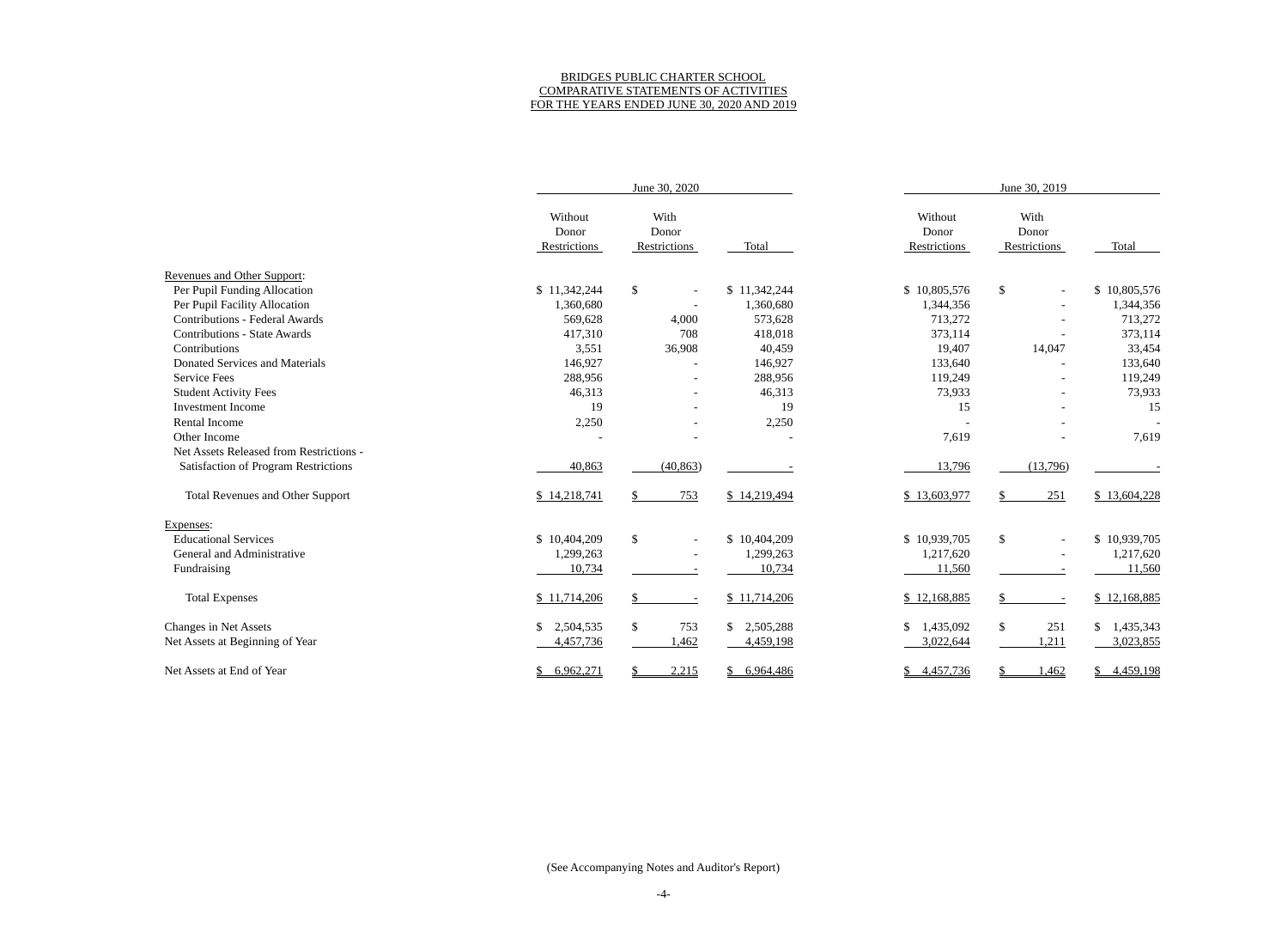# BRIDGES PUBLIC CHARTER SCHOOL
## COMPARATIVE STATEMENTS OF ACTIVITIES
### FOR THE YEARS ENDED JUNE 30, 2020 AND 2019

| | June 30, 2020 | | | June 30, 2019 | | |
|---|---|---|---|---|---|---|
| | Without Donor Restrictions | With Donor Restrictions | Total | Without Donor Restrictions | With Donor Restrictions | Total |
| Revenues and Other Support: | | | | | | |
| Per Pupil Funding Allocation | $ 11,342,244 | $ - | $ 11,342,244 | $ 10,805,576 | $ - | $ 10,805,576 |
| Per Pupil Facility Allocation | 1,360,680 | - | 1,360,680 | 1,344,356 | - | 1,344,356 |
| Contributions - Federal Awards | 569,628 | 4,000 | 573,628 | 713,272 | - | 713,272 |
| Contributions - State Awards | 417,310 | 708 | 418,018 | 373,114 | - | 373,114 |
| Contributions | 3,551 | 36,908 | 40,459 | 19,407 | 14,047 | 33,454 |
| Donated Services and Materials | 146,927 | - | 146,927 | 133,640 | - | 133,640 |
| Service Fees | 288,956 | - | 288,956 | 119,249 | - | 119,249 |
| Student Activity Fees | 46,313 | - | 46,313 | 73,933 | - | 73,933 |
| Investment Income | 19 | - | 19 | 15 | - | 15 |
| Rental Income | 2,250 | - | 2,250 | - | - | - |
| Other Income | - | - | - | 7,619 | - | 7,619 |
| Net Assets Released from Restrictions - Satisfaction of Program Restrictions | 40,863 | (40,863) | - | 13,796 | (13,796) | - |
| Total Revenues and Other Support | $ 14,218,741 | $ 753 | $ 14,219,494 | $ 13,603,977 | $ 251 | $ 13,604,228 |
| Expenses: | | | | | | |
| Educational Services | $ 10,404,209 | $ - | $ 10,404,209 | $ 10,939,705 | $ - | $ 10,939,705 |
| General and Administrative | 1,299,263 | - | 1,299,263 | 1,217,620 | - | 1,217,620 |
| Fundraising | 10,734 | - | 10,734 | 11,560 | - | 11,560 |
| Total Expenses | $ 11,714,206 | $ - | $ 11,714,206 | $ 12,168,885 | $ - | $ 12,168,885 |
| Changes in Net Assets | $ 2,504,535 | $ 753 | $ 2,505,288 | $ 1,435,092 | $ 251 | $ 1,435,343 |
| Net Assets at Beginning of Year | 4,457,736 | 1,462 | 4,459,198 | 3,022,644 | 1,211 | 3,023,855 |
| Net Assets at End of Year | $ 6,962,271 | $ 2,215 | $ 6,964,486 | $ 4,457,736 | $ 1,462 | $ 4,459,198 |

(See Accompanying Notes and Auditor's Report)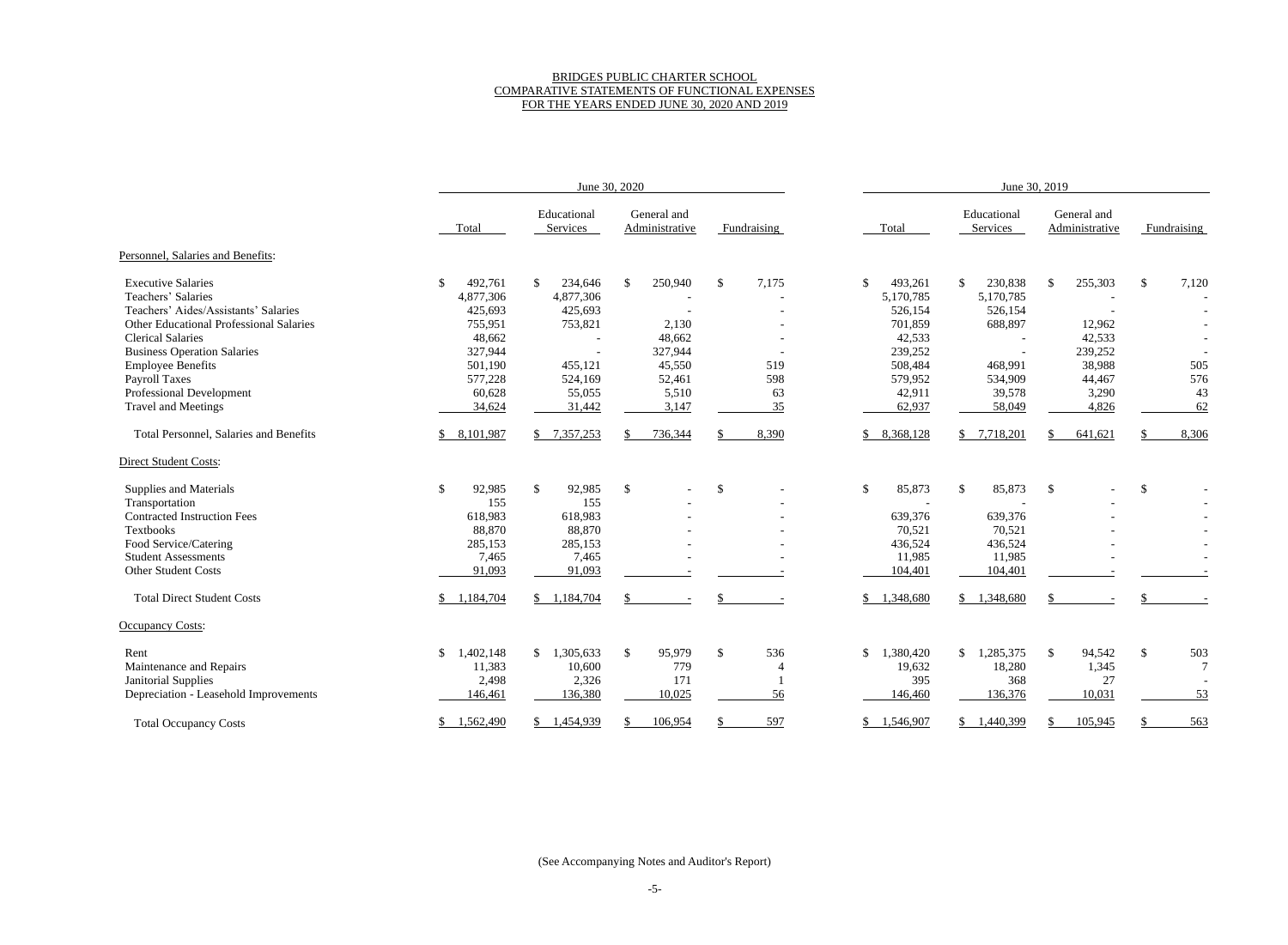BRIDGES PUBLIC CHARTER SCHOOL
COMPARATIVE STATEMENTS OF FUNCTIONAL EXPENSES
FOR THE YEARS ENDED JUNE 30, 2020 AND 2019

| | June 30, 2020 | | | | June 30, 2019 | | | |
|---|---|---|---|---|---|---|---|---|
| | Total | Educational Services | General and Administrative | Fundraising | Total | Educational Services | General and Administrative | Fundraising |
| **Personnel, Salaries and Benefits:** | | | | | | | | |
| Executive Salaries | $ 492,761 | $ 234,646 | $ 250,940 | $ 7,175 | $ 493,261 | $ 230,838 | $ 255,303 | $ 7,120 |
| Teachers' Salaries | 4,877,306 | 4,877,306 | - | - | 5,170,785 | 5,170,785 | - | - |
| Teachers' Aides/Assistants' Salaries | 425,693 | 425,693 | - | - | 526,154 | 526,154 | - | - |
| Other Educational Professional Salaries | 755,951 | 753,821 | 2,130 | - | 701,859 | 688,897 | 12,962 | - |
| Clerical Salaries | 48,662 | - | 48,662 | - | 42,533 | - | 42,533 | - |
| Business Operation Salaries | 327,944 | - | 327,944 | - | 239,252 | - | 239,252 | - |
| Employee Benefits | 501,190 | 455,121 | 45,550 | 519 | 508,484 | 468,991 | 38,988 | 505 |
| Payroll Taxes | 577,228 | 524,169 | 52,461 | 598 | 579,952 | 534,909 | 44,467 | 576 |
| Professional Development | 60,628 | 55,055 | 5,510 | 63 | 42,911 | 39,578 | 3,290 | 43 |
| Travel and Meetings | 34,624 | 31,442 | 3,147 | 35 | 62,937 | 58,049 | 4,826 | 62 |
| Total Personnel, Salaries and Benefits | $ 8,101,987 | $ 7,357,253 | $ 736,344 | $ 8,390 | $ 8,368,128 | $ 7,718,201 | $ 641,621 | $ 8,306 |
| **Direct Student Costs:** | | | | | | | | |
| Supplies and Materials | $ 92,985 | $ 92,985 | $ - | $ - | $ 85,873 | $ 85,873 | $ - | $ - |
| Transportation | 155 | 155 | - | - | - | - | - | - |
| Contracted Instruction Fees | 618,983 | 618,983 | - | - | 639,376 | 639,376 | - | - |
| Textbooks | 88,870 | 88,870 | - | - | 70,521 | 70,521 | - | - |
| Food Service/Catering | 285,153 | 285,153 | - | - | 436,524 | 436,524 | - | - |
| Student Assessments | 7,465 | 7,465 | - | - | 11,985 | 11,985 | - | - |
| Other Student Costs | 91,093 | 91,093 | - | - | 104,401 | 104,401 | - | - |
| Total Direct Student Costs | $ 1,184,704 | $ 1,184,704 | $ - | $ - | $ 1,348,680 | $ 1,348,680 | $ - | $ - |
| **Occupancy Costs:** | | | | | | | | |
| Rent | $ 1,402,148 | $ 1,305,633 | $ 95,979 | $ 536 | $ 1,380,420 | $ 1,285,375 | $ 94,542 | $ 503 |
| Maintenance and Repairs | 11,383 | 10,600 | 779 | 4 | 19,632 | 18,280 | 1,345 | 7 |
| Janitorial Supplies | 2,498 | 2,326 | 171 | 1 | 395 | 368 | 27 | - |
| Depreciation - Leasehold Improvements | 146,461 | 136,380 | 10,025 | 56 | 146,460 | 136,376 | 10,031 | 53 |
| Total Occupancy Costs | $ 1,562,490 | $ 1,454,939 | $ 106,954 | $ 597 | $ 1,546,907 | $ 1,440,399 | $ 105,945 | $ 563 |

(See Accompanying Notes and Auditor's Report)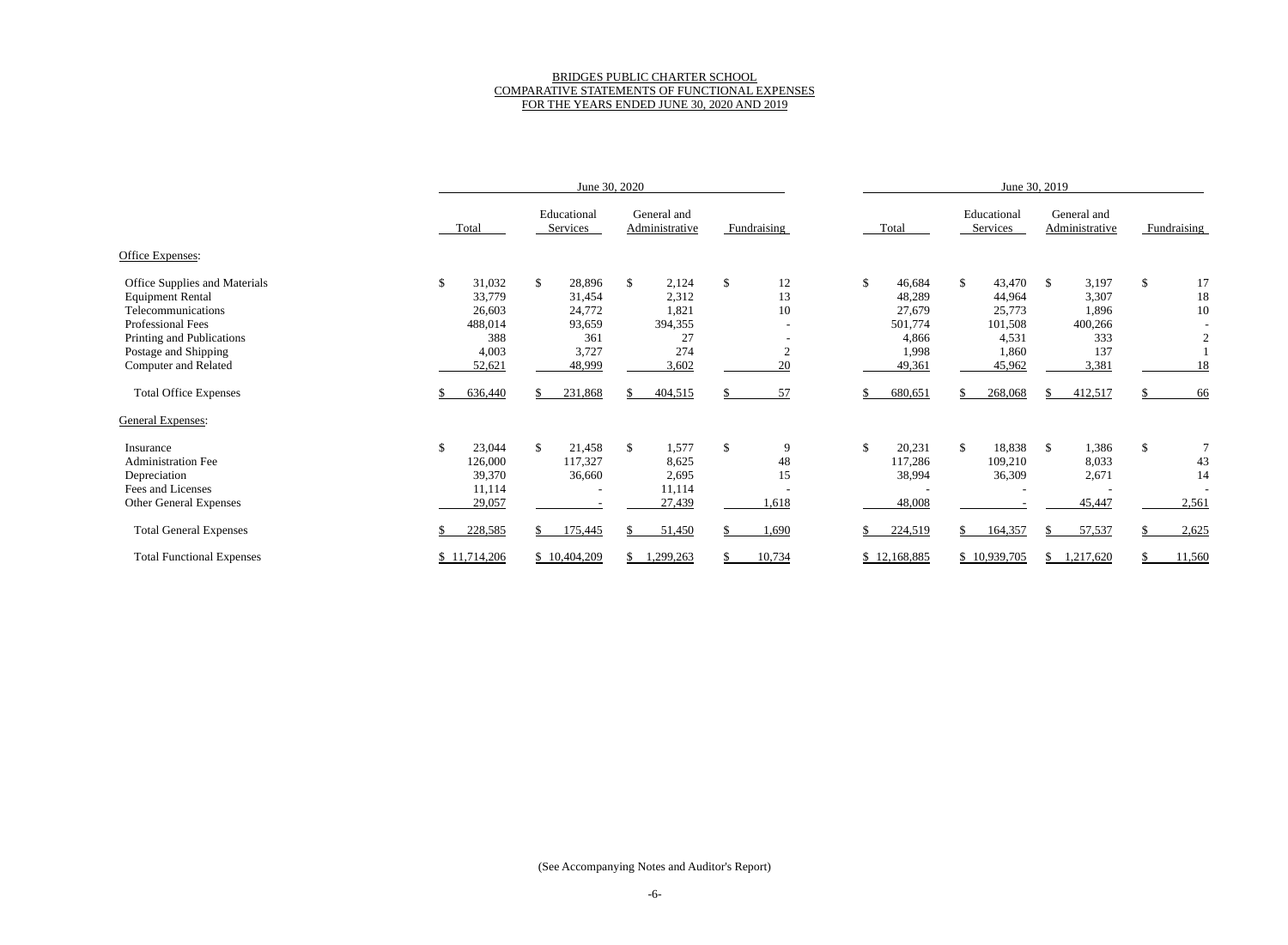# BRIDGES PUBLIC CHARTER SCHOOL
## COMPARATIVE STATEMENTS OF FUNCTIONAL EXPENSES
## FOR THE YEARS ENDED JUNE 30, 2020 AND 2019

| | June 30, 2020 | | | | June 30, 2019 | | | |
|---|---|---|---|---|---|---|---|---|
| | Total | Educational Services | General and Administrative | Fundraising | Total | Educational Services | General and Administrative | Fundraising |
| **Office Expenses:** | | | | | | | | |
| Office Supplies and Materials | $ 31,032 | $ 28,896 | $ 2,124 | $ 12 | $ 46,684 | $ 43,470 | $ 3,197 | $ 17 |
| Equipment Rental | 33,779 | 31,454 | 2,312 | 13 | 48,289 | 44,964 | 3,307 | 18 |
| Telecommunications | 26,603 | 24,772 | 1,821 | 10 | 27,679 | 25,773 | 1,896 | 10 |
| Professional Fees | 488,014 | 93,659 | 394,355 | - | 501,774 | 101,508 | 400,266 | - |
| Printing and Publications | 388 | 361 | 27 | - | 4,866 | 4,531 | 333 | 2 |
| Postage and Shipping | 4,003 | 3,727 | 274 | 2 | 1,998 | 1,860 | 137 | 1 |
| Computer and Related | 52,621 | 48,999 | 3,602 | 20 | 49,361 | 45,962 | 3,381 | 18 |
| Total Office Expenses | $ 636,440 | $ 231,868 | $ 404,515 | $ 57 | $ 680,651 | $ 268,068 | $ 412,517 | $ 66 |
| **General Expenses:** | | | | | | | | |
| Insurance | $ 23,044 | $ 21,458 | $ 1,577 | $ 9 | $ 20,231 | $ 18,838 | $ 1,386 | $ 7 |
| Administration Fee | 126,000 | 117,327 | 8,625 | 48 | 117,286 | 109,210 | 8,033 | 43 |
| Depreciation | 39,370 | 36,660 | 2,695 | 15 | 38,994 | 36,309 | 2,671 | 14 |
| Fees and Licenses | 11,114 | - | 11,114 | - | - | - | - | - |
| Other General Expenses | 29,057 | - | 27,439 | 1,618 | 48,008 | - | 45,447 | 2,561 |
| Total General Expenses | $ 228,585 | $ 175,445 | $ 51,450 | $ 1,690 | $ 224,519 | $ 164,357 | $ 57,537 | $ 2,625 |
| Total Functional Expenses | $ 11,714,206 | $ 10,404,209 | $ 1,299,263 | $ 10,734 | $ 12,168,885 | $ 10,939,705 | $ 1,217,620 | $ 11,560 |

(See Accompanying Notes and Auditor's Report)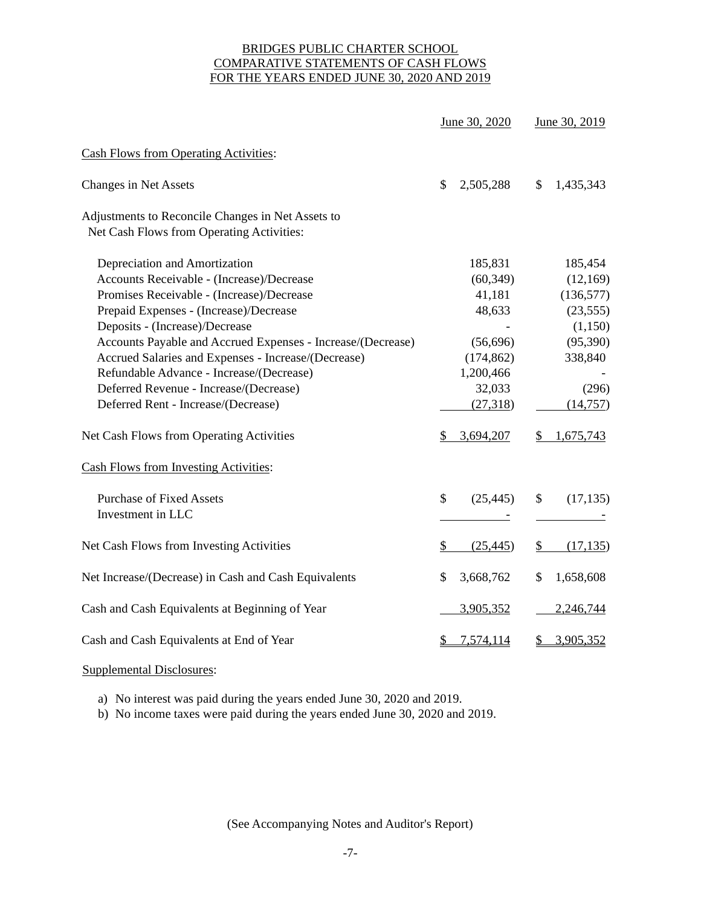# BRIDGES PUBLIC CHARTER SCHOOL
## COMPARATIVE STATEMENTS OF CASH FLOWS
## FOR THE YEARS ENDED JUNE 30, 2020 AND 2019

| | June 30, 2020 | June 30, 2019 |
|---|---|---|
| Cash Flows from Operating Activities: | | |
| Changes in Net Assets | $ 2,505,288 | $ 1,435,343 |
| Adjustments to Reconcile Changes in Net Assets to Net Cash Flows from Operating Activities: | | |
| Depreciation and Amortization | 185,831 | 185,454 |
| Accounts Receivable - (Increase)/Decrease | (60,349) | (12,169) |
| Promises Receivable - (Increase)/Decrease | 41,181 | (136,577) |
| Prepaid Expenses - (Increase)/Decrease | 48,633 | (23,555) |
| Deposits - (Increase)/Decrease | - | (1,150) |
| Accounts Payable and Accrued Expenses - Increase/(Decrease) | (56,696) | (95,390) |
| Accrued Salaries and Expenses - Increase/(Decrease) | (174,862) | 338,840 |
| Refundable Advance - Increase/(Decrease) | 1,200,466 | - |
| Deferred Revenue - Increase/(Decrease) | 32,033 | (296) |
| Deferred Rent - Increase/(Decrease) | (27,318) | (14,757) |
| Net Cash Flows from Operating Activities | $ 3,694,207 | $ 1,675,743 |
| Cash Flows from Investing Activities: | | |
| Purchase of Fixed Assets | $ (25,445) | $ (17,135) |
| Investment in LLC | - | - |
| Net Cash Flows from Investing Activities | $ (25,445) | $ (17,135) |
| Net Increase/(Decrease) in Cash and Cash Equivalents | $ 3,668,762 | $ 1,658,608 |
| Cash and Cash Equivalents at Beginning of Year | 3,905,352 | 2,246,744 |
| Cash and Cash Equivalents at End of Year | $ 7,574,114 | $ 3,905,352 |

Supplemental Disclosures:

a) No interest was paid during the years ended June 30, 2020 and 2019.
b) No income taxes were paid during the years ended June 30, 2020 and 2019.

(See Accompanying Notes and Auditor's Report)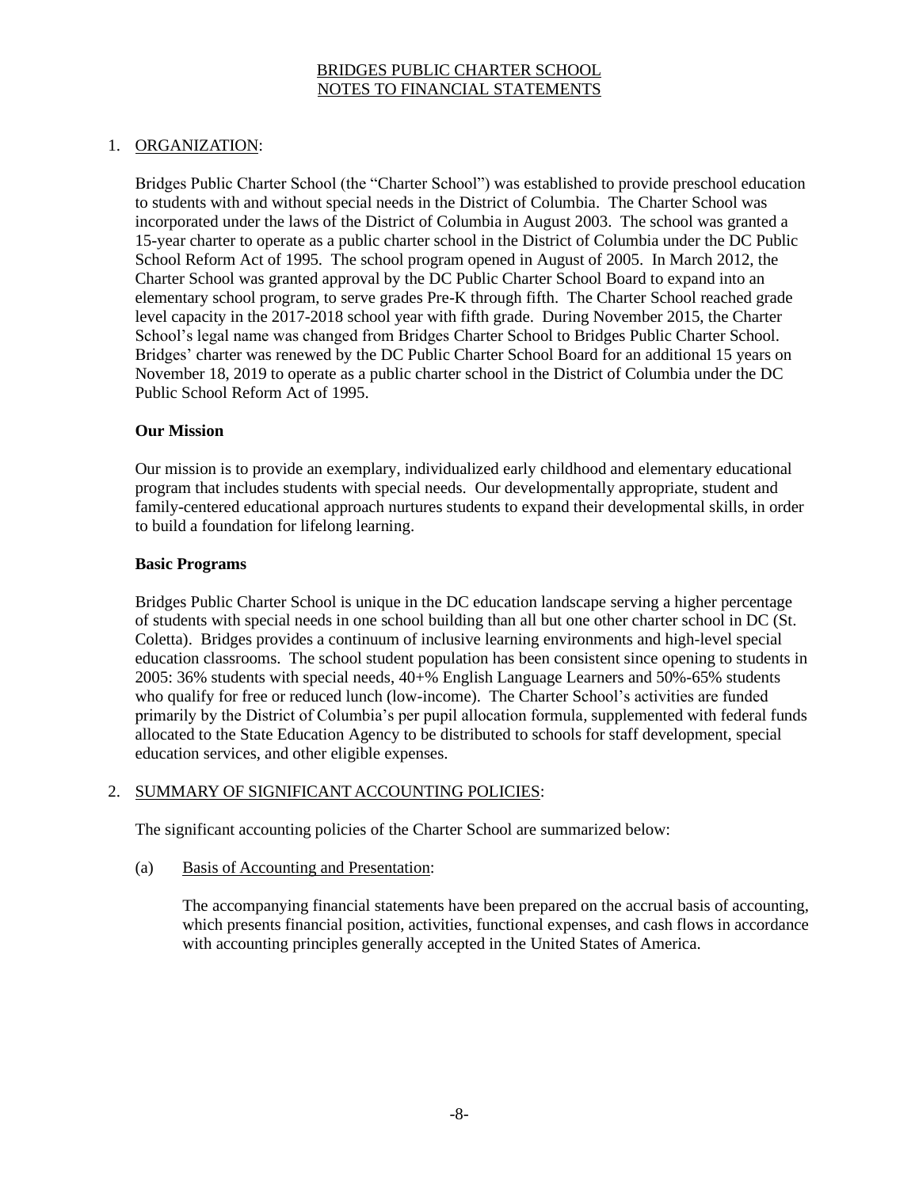# BRIDGES PUBLIC CHARTER SCHOOL
# NOTES TO FINANCIAL STATEMENTS

1. ORGANIZATION:

   Bridges Public Charter School (the "Charter School") was established to provide preschool education to students with and without special needs in the District of Columbia. The Charter School was incorporated under the laws of the District of Columbia in August 2003. The school was granted a 15-year charter to operate as a public charter school in the District of Columbia under the DC Public School Reform Act of 1995. The school program opened in August of 2005. In March 2012, the Charter School was granted approval by the DC Public Charter School Board to expand into an elementary school program, to serve grades Pre-K through fifth. The Charter School reached grade level capacity in the 2017-2018 school year with fifth grade. During November 2015, the Charter School's legal name was changed from Bridges Charter School to Bridges Public Charter School. Bridges' charter was renewed by the DC Public Charter School Board for an additional 15 years on November 18, 2019 to operate as a public charter school in the District of Columbia under the DC Public School Reform Act of 1995.

   **Our Mission**

   Our mission is to provide an exemplary, individualized early childhood and elementary educational program that includes students with special needs. Our developmentally appropriate, student and family-centered educational approach nurtures students to expand their developmental skills, in order to build a foundation for lifelong learning.

   **Basic Programs**

   Bridges Public Charter School is unique in the DC education landscape serving a higher percentage of students with special needs in one school building than all but one other charter school in DC (St. Coletta). Bridges provides a continuum of inclusive learning environments and high-level special education classrooms. The school student population has been consistent since opening to students in 2005: 36% students with special needs, 40+% English Language Learners and 50%-65% students who qualify for free or reduced lunch (low-income). The Charter School's activities are funded primarily by the District of Columbia's per pupil allocation formula, supplemented with federal funds allocated to the State Education Agency to be distributed to schools for staff development, special education services, and other eligible expenses.

2. SUMMARY OF SIGNIFICANT ACCOUNTING POLICIES:

   The significant accounting policies of the Charter School are summarized below:

   (a) Basis of Accounting and Presentation:

   The accompanying financial statements have been prepared on the accrual basis of accounting, which presents financial position, activities, functional expenses, and cash flows in accordance with accounting principles generally accepted in the United States of America.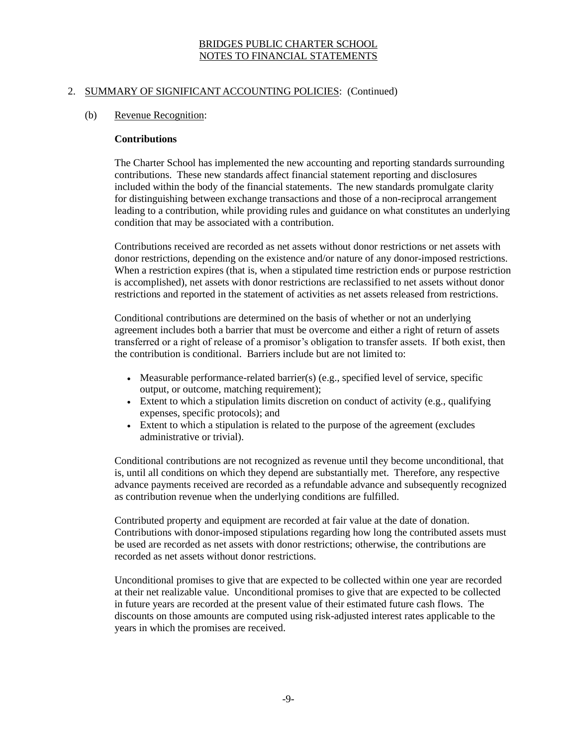## 2. SUMMARY OF SIGNIFICANT ACCOUNTING POLICIES: (Continued)

### (b) Revenue Recognition:

**Contributions**

The Charter School has implemented the new accounting and reporting standards surrounding contributions. These new standards affect financial statement reporting and disclosures included within the body of the financial statements. The new standards promulgate clarity for distinguishing between exchange transactions and those of a non-reciprocal arrangement leading to a contribution, while providing rules and guidance on what constitutes an underlying condition that may be associated with a contribution.

Contributions received are recorded as net assets without donor restrictions or net assets with donor restrictions, depending on the existence and/or nature of any donor-imposed restrictions. When a restriction expires (that is, when a stipulated time restriction ends or purpose restriction is accomplished), net assets with donor restrictions are reclassified to net assets without donor restrictions and reported in the statement of activities as net assets released from restrictions.

Conditional contributions are determined on the basis of whether or not an underlying agreement includes both a barrier that must be overcome and either a right of return of assets transferred or a right of release of a promisor's obligation to transfer assets. If both exist, then the contribution is conditional. Barriers include but are not limited to:

- Measurable performance-related barrier(s) (e.g., specified level of service, specific output, or outcome, matching requirement);
- Extent to which a stipulation limits discretion on conduct of activity (e.g., qualifying expenses, specific protocols); and
- Extent to which a stipulation is related to the purpose of the agreement (excludes administrative or trivial).

Conditional contributions are not recognized as revenue until they become unconditional, that is, until all conditions on which they depend are substantially met. Therefore, any respective advance payments received are recorded as a refundable advance and subsequently recognized as contribution revenue when the underlying conditions are fulfilled.

Contributed property and equipment are recorded at fair value at the date of donation. Contributions with donor-imposed stipulations regarding how long the contributed assets must be used are recorded as net assets with donor restrictions; otherwise, the contributions are recorded as net assets without donor restrictions.

Unconditional promises to give that are expected to be collected within one year are recorded at their net realizable value. Unconditional promises to give that are expected to be collected in future years are recorded at the present value of their estimated future cash flows. The discounts on those amounts are computed using risk-adjusted interest rates applicable to the years in which the promises are received.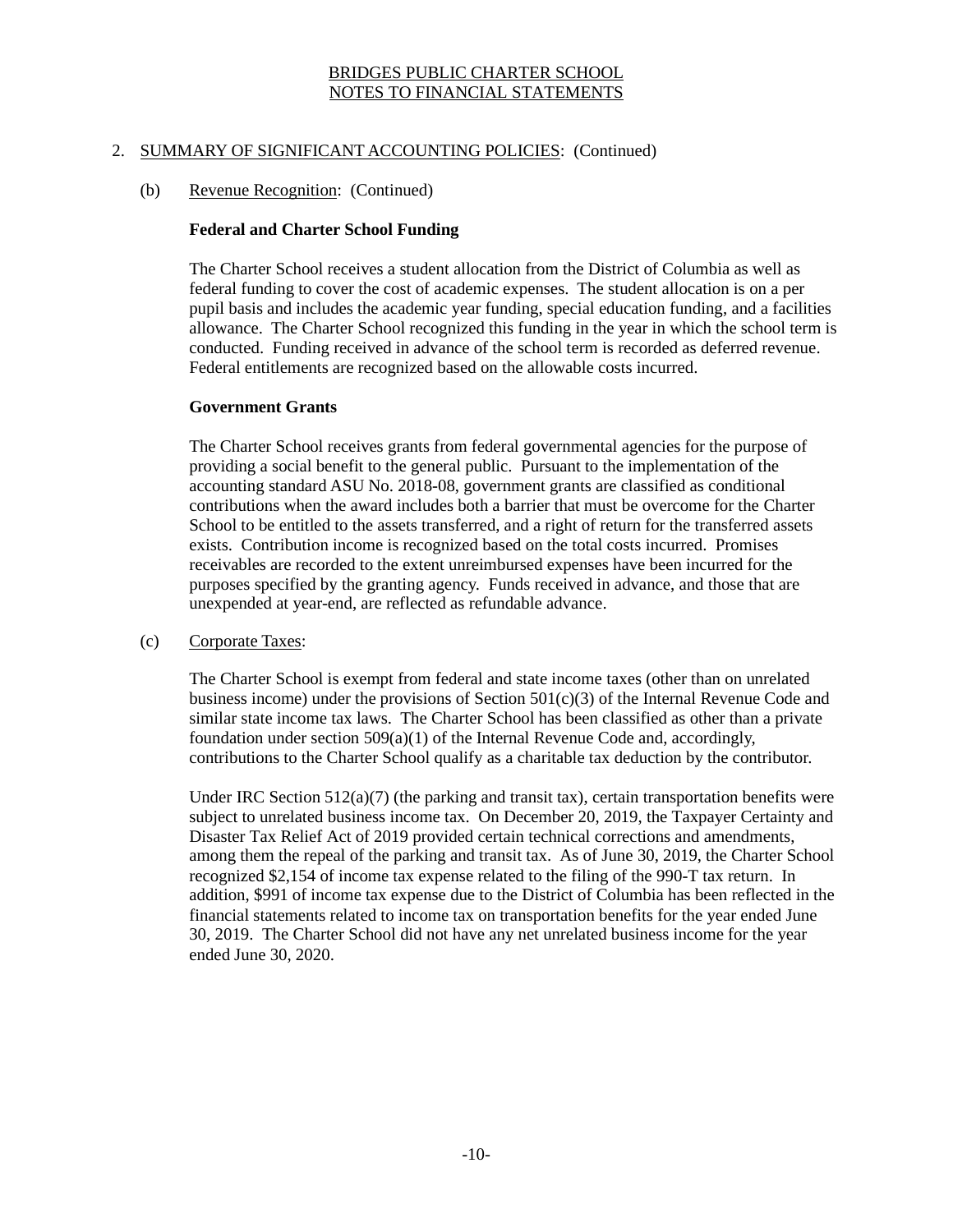## 2. SUMMARY OF SIGNIFICANT ACCOUNTING POLICIES: (Continued)

### (b) Revenue Recognition: (Continued)

**Federal and Charter School Funding**

The Charter School receives a student allocation from the District of Columbia as well as federal funding to cover the cost of academic expenses. The student allocation is on a per pupil basis and includes the academic year funding, special education funding, and a facilities allowance. The Charter School recognized this funding in the year in which the school term is conducted. Funding received in advance of the school term is recorded as deferred revenue. Federal entitlements are recognized based on the allowable costs incurred.

**Government Grants**

The Charter School receives grants from federal governmental agencies for the purpose of providing a social benefit to the general public. Pursuant to the implementation of the accounting standard ASU No. 2018-08, government grants are classified as conditional contributions when the award includes both a barrier that must be overcome for the Charter School to be entitled to the assets transferred, and a right of return for the transferred assets exists. Contribution income is recognized based on the total costs incurred. Promises receivables are recorded to the extent unreimbursed expenses have been incurred for the purposes specified by the granting agency. Funds received in advance, and those that are unexpended at year-end, are reflected as refundable advance.

### (c) Corporate Taxes:

The Charter School is exempt from federal and state income taxes (other than on unrelated business income) under the provisions of Section 501(c)(3) of the Internal Revenue Code and similar state income tax laws. The Charter School has been classified as other than a private foundation under section 509(a)(1) of the Internal Revenue Code and, accordingly, contributions to the Charter School qualify as a charitable tax deduction by the contributor.

Under IRC Section 512(a)(7) (the parking and transit tax), certain transportation benefits were subject to unrelated business income tax. On December 20, 2019, the Taxpayer Certainty and Disaster Tax Relief Act of 2019 provided certain technical corrections and amendments, among them the repeal of the parking and transit tax. As of June 30, 2019, the Charter School recognized $2,154 of income tax expense related to the filing of the 990-T tax return. In addition, $991 of income tax expense due to the District of Columbia has been reflected in the financial statements related to income tax on transportation benefits for the year ended June 30, 2019. The Charter School did not have any net unrelated business income for the year ended June 30, 2020.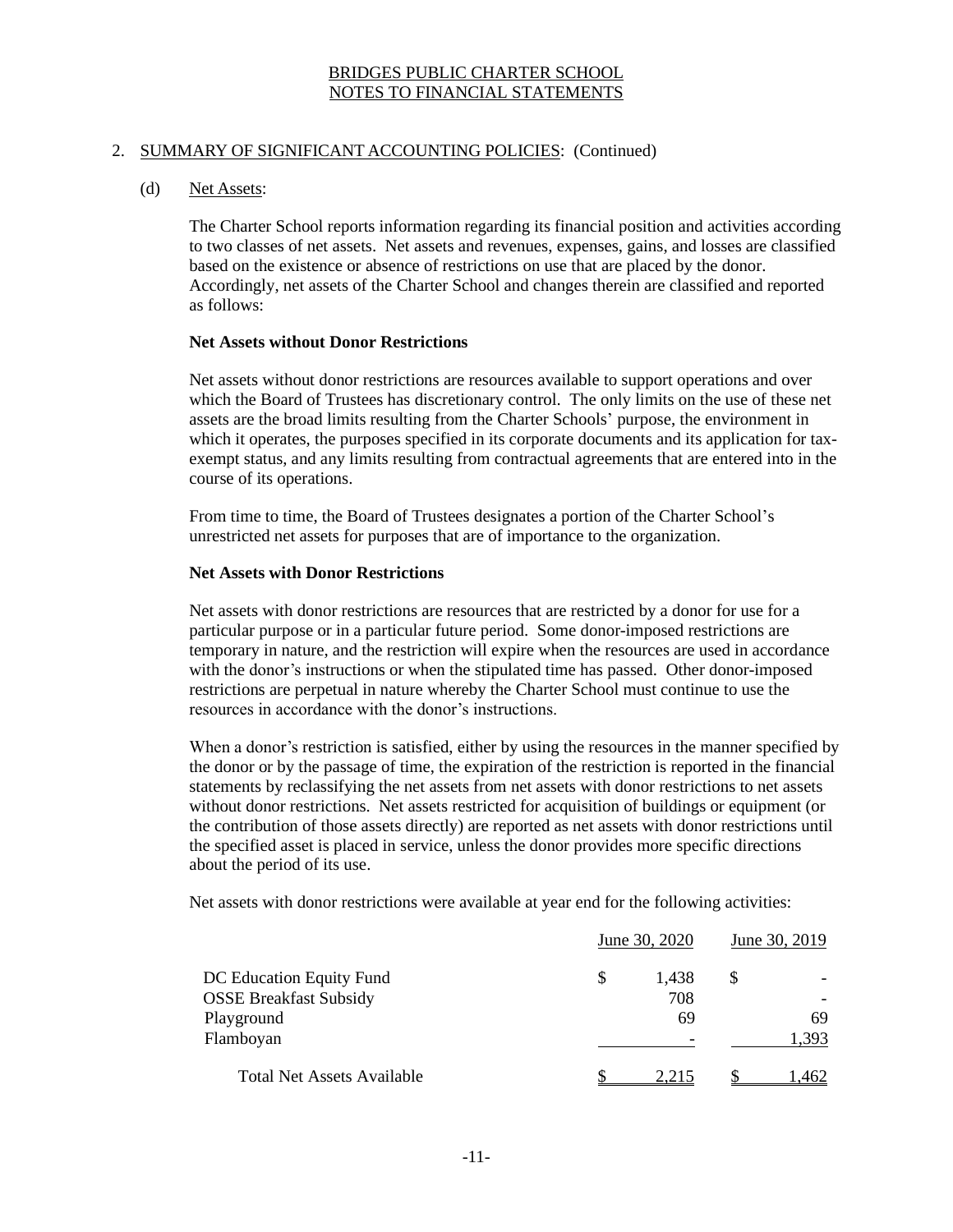BRIDGES PUBLIC CHARTER SCHOOL
NOTES TO FINANCIAL STATEMENTS

2. SUMMARY OF SIGNIFICANT ACCOUNTING POLICIES: (Continued)

(d) Net Assets:

The Charter School reports information regarding its financial position and activities according to two classes of net assets. Net assets and revenues, expenses, gains, and losses are classified based on the existence or absence of restrictions on use that are placed by the donor. Accordingly, net assets of the Charter School and changes therein are classified and reported as follows:

**Net Assets without Donor Restrictions**

Net assets without donor restrictions are resources available to support operations and over which the Board of Trustees has discretionary control. The only limits on the use of these net assets are the broad limits resulting from the Charter Schools' purpose, the environment in which it operates, the purposes specified in its corporate documents and its application for tax-exempt status, and any limits resulting from contractual agreements that are entered into in the course of its operations.

From time to time, the Board of Trustees designates a portion of the Charter School's unrestricted net assets for purposes that are of importance to the organization.

**Net Assets with Donor Restrictions**

Net assets with donor restrictions are resources that are restricted by a donor for use for a particular purpose or in a particular future period. Some donor-imposed restrictions are temporary in nature, and the restriction will expire when the resources are used in accordance with the donor's instructions or when the stipulated time has passed. Other donor-imposed restrictions are perpetual in nature whereby the Charter School must continue to use the resources in accordance with the donor's instructions.

When a donor's restriction is satisfied, either by using the resources in the manner specified by the donor or by the passage of time, the expiration of the restriction is reported in the financial statements by reclassifying the net assets from net assets with donor restrictions to net assets without donor restrictions. Net assets restricted for acquisition of buildings or equipment (or the contribution of those assets directly) are reported as net assets with donor restrictions until the specified asset is placed in service, unless the donor provides more specific directions about the period of its use.

Net assets with donor restrictions were available at year end for the following activities:

| | June 30, 2020 | June 30, 2019 |
|---|---|---|
| DC Education Equity Fund | $ 1,438 | $ - |
| OSSE Breakfast Subsidy | 708 | - |
| Playground | 69 | 69 |
| Flamboyan | - | 1,393 |
| Total Net Assets Available | $ 2,215 | $ 1,462 |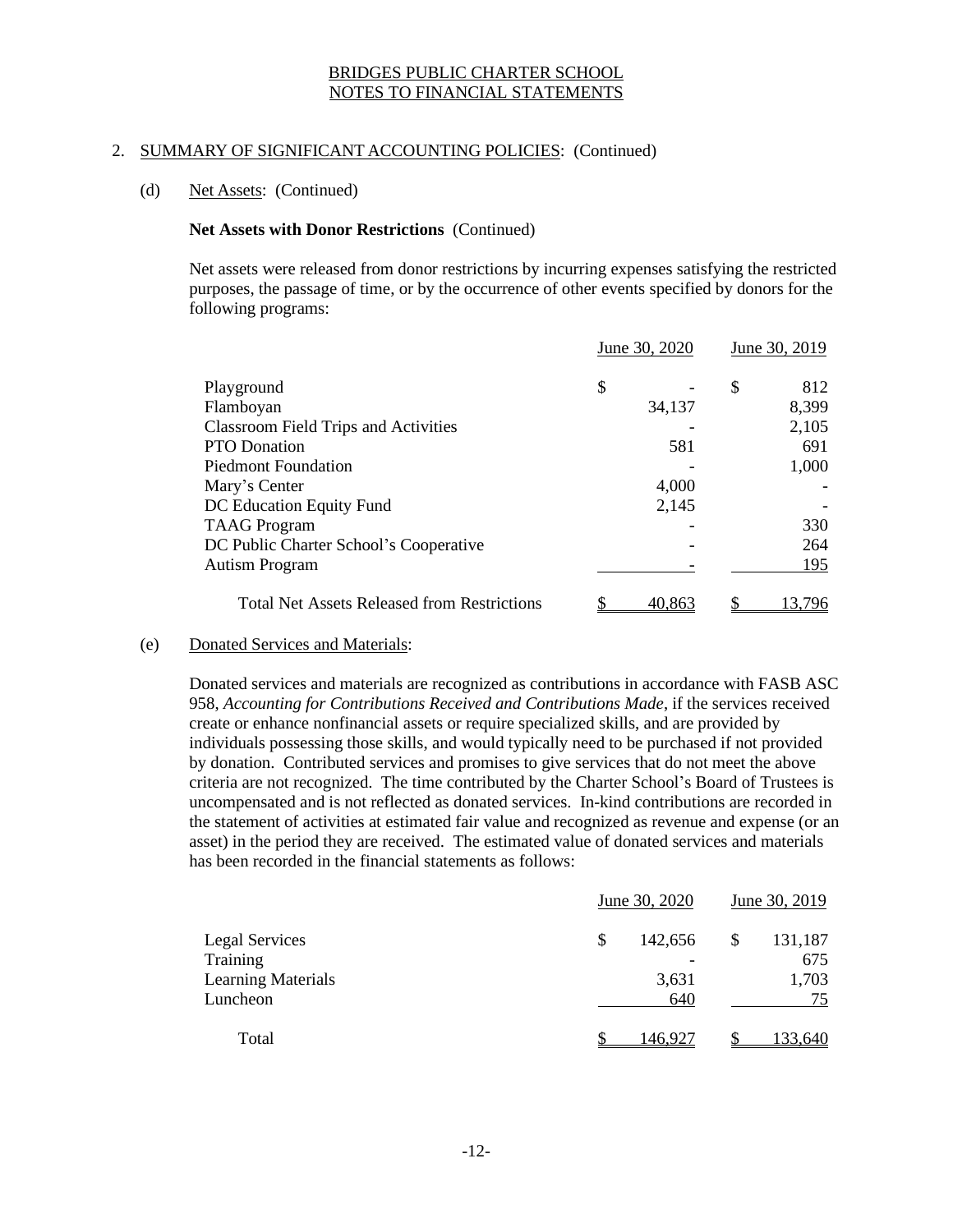BRIDGES PUBLIC CHARTER SCHOOL
NOTES TO FINANCIAL STATEMENTS

## 2. SUMMARY OF SIGNIFICANT ACCOUNTING POLICIES: (Continued)

### (d) Net Assets: (Continued)

**Net Assets with Donor Restrictions** (Continued)

Net assets were released from donor restrictions by incurring expenses satisfying the restricted purposes, the passage of time, or by the occurrence of other events specified by donors for the following programs:

| | June 30, 2020 | June 30, 2019 |
|---|---|---|
| Playground | $ - | $ 812 |
| Flamboyan | 34,137 | 8,399 |
| Classroom Field Trips and Activities | - | 2,105 |
| PTO Donation | 581 | 691 |
| Piedmont Foundation | - | 1,000 |
| Mary's Center | 4,000 | - |
| DC Education Equity Fund | 2,145 | - |
| TAAG Program | - | 330 |
| DC Public Charter School's Cooperative | - | 264 |
| Autism Program | - | 195 |
| Total Net Assets Released from Restrictions | $ 40,863 | $ 13,796 |

### (e) Donated Services and Materials:

Donated services and materials are recognized as contributions in accordance with FASB ASC 958, *Accounting for Contributions Received and Contributions Made*, if the services received create or enhance nonfinancial assets or require specialized skills, and are provided by individuals possessing those skills, and would typically need to be purchased if not provided by donation. Contributed services and promises to give services that do not meet the above criteria are not recognized. The time contributed by the Charter School's Board of Trustees is uncompensated and is not reflected as donated services. In-kind contributions are recorded in the statement of activities at estimated fair value and recognized as revenue and expense (or an asset) in the period they are received. The estimated value of donated services and materials has been recorded in the financial statements as follows:

| | June 30, 2020 | June 30, 2019 |
|---|---|---|
| Legal Services | $ 142,656 | $ 131,187 |
| Training | - | 675 |
| Learning Materials | 3,631 | 1,703 |
| Luncheon | 640 | 75 |
| Total | $ 146,927 | $ 133,640 |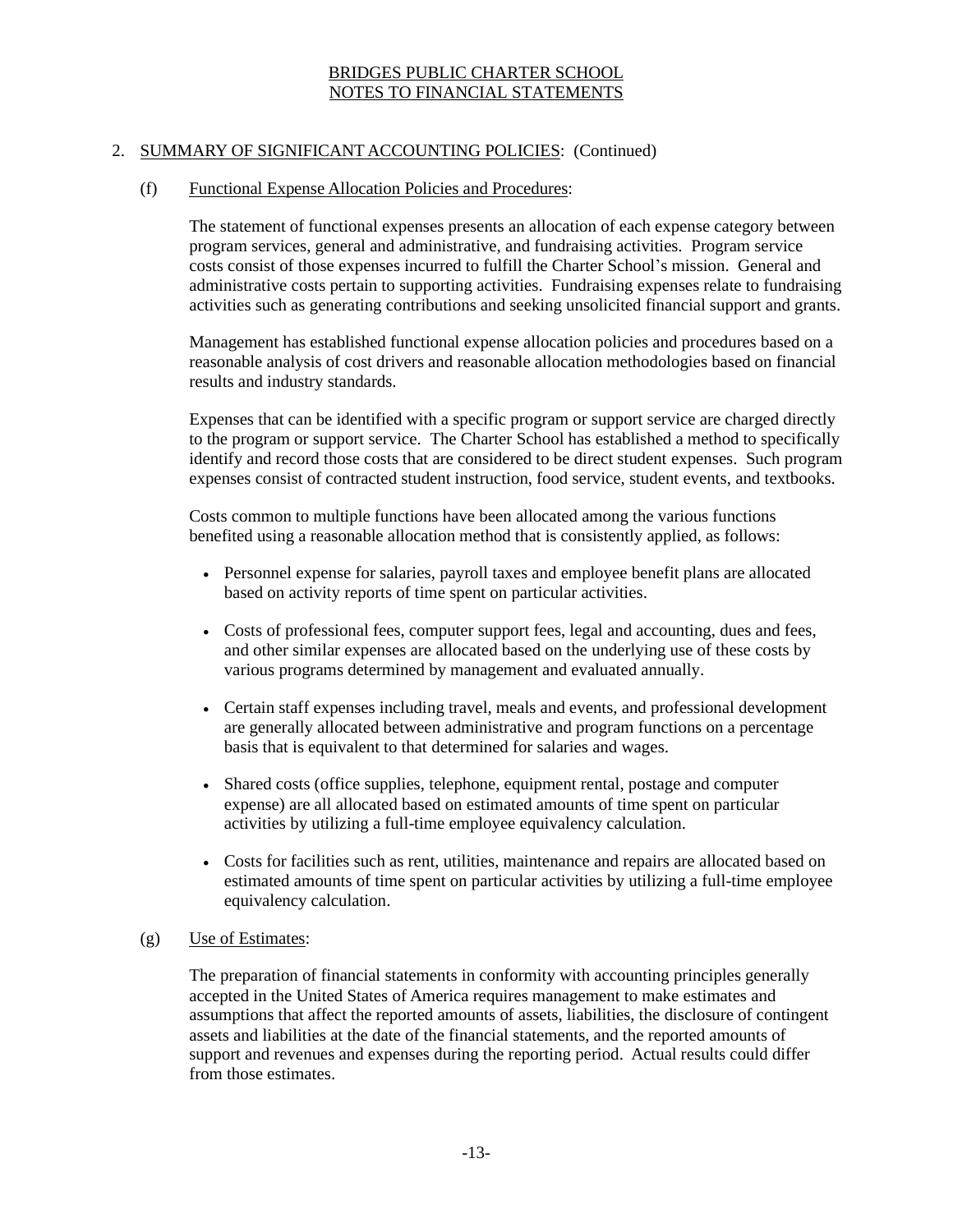## 2. SUMMARY OF SIGNIFICANT ACCOUNTING POLICIES: (Continued)

### (f) Functional Expense Allocation Policies and Procedures:

The statement of functional expenses presents an allocation of each expense category between program services, general and administrative, and fundraising activities. Program service costs consist of those expenses incurred to fulfill the Charter School's mission. General and administrative costs pertain to supporting activities. Fundraising expenses relate to fundraising activities such as generating contributions and seeking unsolicited financial support and grants.

Management has established functional expense allocation policies and procedures based on a reasonable analysis of cost drivers and reasonable allocation methodologies based on financial results and industry standards.

Expenses that can be identified with a specific program or support service are charged directly to the program or support service. The Charter School has established a method to specifically identify and record those costs that are considered to be direct student expenses. Such program expenses consist of contracted student instruction, food service, student events, and textbooks.

Costs common to multiple functions have been allocated among the various functions benefited using a reasonable allocation method that is consistently applied, as follows:

- Personnel expense for salaries, payroll taxes and employee benefit plans are allocated based on activity reports of time spent on particular activities.
- Costs of professional fees, computer support fees, legal and accounting, dues and fees, and other similar expenses are allocated based on the underlying use of these costs by various programs determined by management and evaluated annually.
- Certain staff expenses including travel, meals and events, and professional development are generally allocated between administrative and program functions on a percentage basis that is equivalent to that determined for salaries and wages.
- Shared costs (office supplies, telephone, equipment rental, postage and computer expense) are all allocated based on estimated amounts of time spent on particular activities by utilizing a full-time employee equivalency calculation.
- Costs for facilities such as rent, utilities, maintenance and repairs are allocated based on estimated amounts of time spent on particular activities by utilizing a full-time employee equivalency calculation.

### (g) Use of Estimates:

The preparation of financial statements in conformity with accounting principles generally accepted in the United States of America requires management to make estimates and assumptions that affect the reported amounts of assets, liabilities, the disclosure of contingent assets and liabilities at the date of the financial statements, and the reported amounts of support and revenues and expenses during the reporting period. Actual results could differ from those estimates.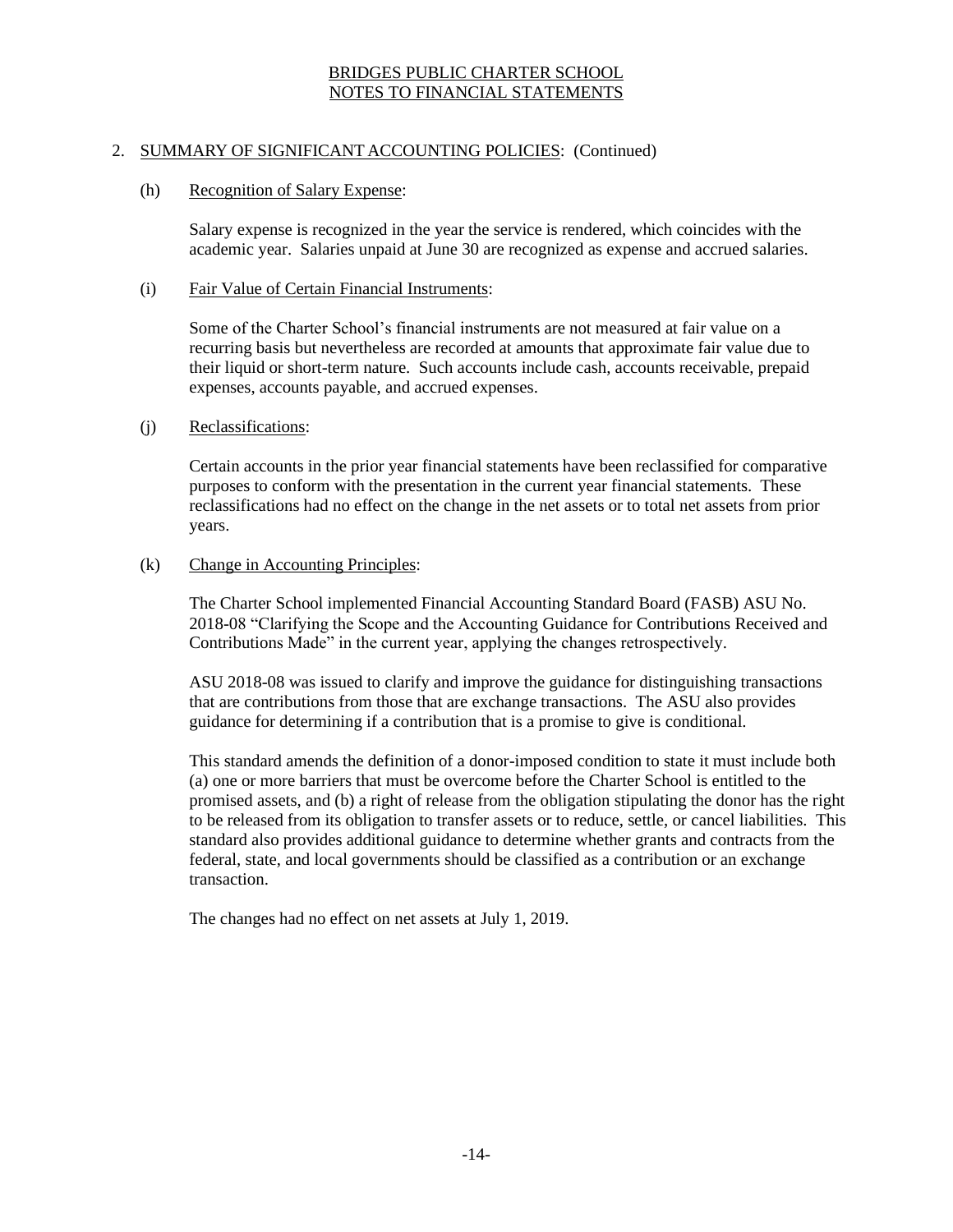## 2. SUMMARY OF SIGNIFICANT ACCOUNTING POLICIES: (Continued)

### (h) Recognition of Salary Expense:

Salary expense is recognized in the year the service is rendered, which coincides with the academic year. Salaries unpaid at June 30 are recognized as expense and accrued salaries.

### (i) Fair Value of Certain Financial Instruments:

Some of the Charter School's financial instruments are not measured at fair value on a recurring basis but nevertheless are recorded at amounts that approximate fair value due to their liquid or short-term nature. Such accounts include cash, accounts receivable, prepaid expenses, accounts payable, and accrued expenses.

### (j) Reclassifications:

Certain accounts in the prior year financial statements have been reclassified for comparative purposes to conform with the presentation in the current year financial statements. These reclassifications had no effect on the change in the net assets or to total net assets from prior years.

### (k) Change in Accounting Principles:

The Charter School implemented Financial Accounting Standard Board (FASB) ASU No. 2018-08 "Clarifying the Scope and the Accounting Guidance for Contributions Received and Contributions Made" in the current year, applying the changes retrospectively.

ASU 2018-08 was issued to clarify and improve the guidance for distinguishing transactions that are contributions from those that are exchange transactions. The ASU also provides guidance for determining if a contribution that is a promise to give is conditional.

This standard amends the definition of a donor-imposed condition to state it must include both (a) one or more barriers that must be overcome before the Charter School is entitled to the promised assets, and (b) a right of release from the obligation stipulating the donor has the right to be released from its obligation to transfer assets or to reduce, settle, or cancel liabilities. This standard also provides additional guidance to determine whether grants and contracts from the federal, state, and local governments should be classified as a contribution or an exchange transaction.

The changes had no effect on net assets at July 1, 2019.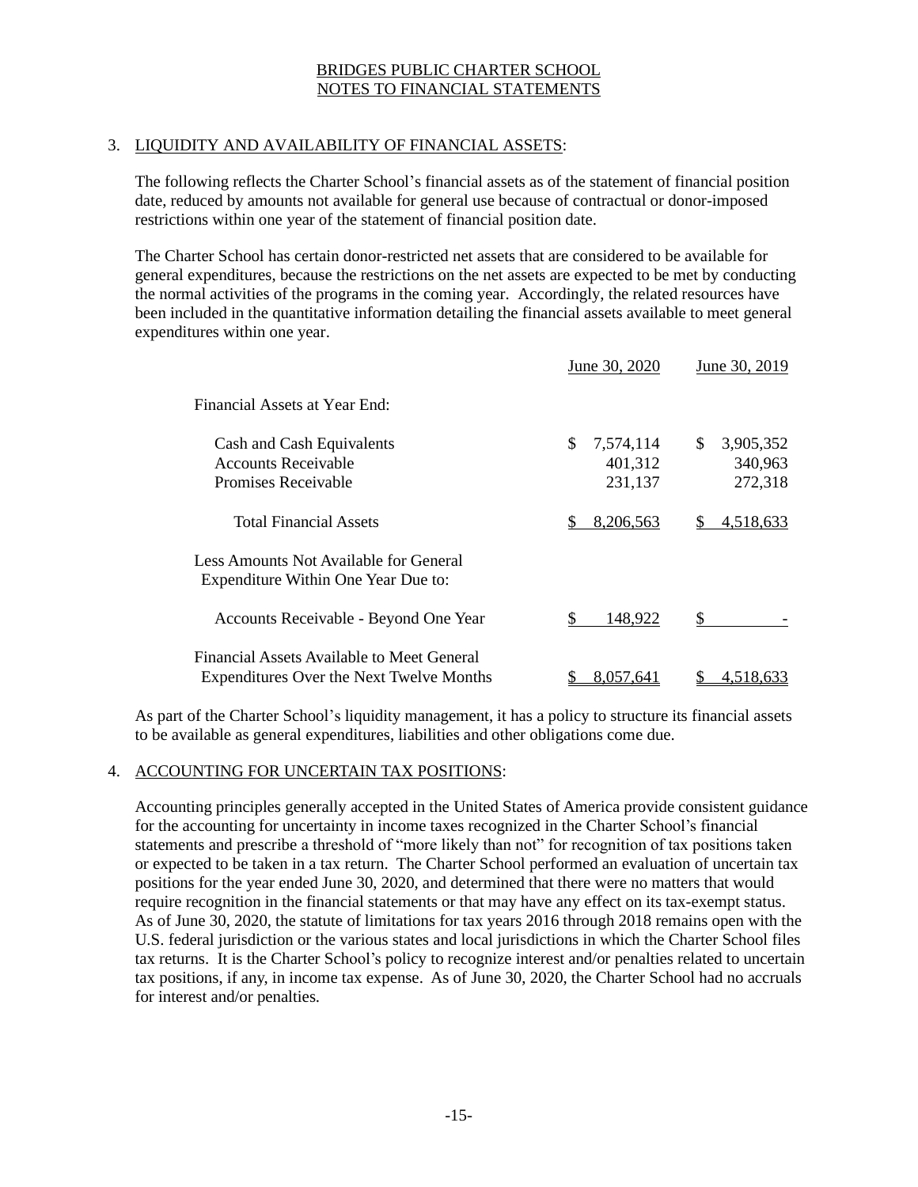BRIDGES PUBLIC CHARTER SCHOOL
NOTES TO FINANCIAL STATEMENTS

## 3. LIQUIDITY AND AVAILABILITY OF FINANCIAL ASSETS:

The following reflects the Charter School's financial assets as of the statement of financial position date, reduced by amounts not available for general use because of contractual or donor-imposed restrictions within one year of the statement of financial position date.

The Charter School has certain donor-restricted net assets that are considered to be available for general expenditures, because the restrictions on the net assets are expected to be met by conducting the normal activities of the programs in the coming year. Accordingly, the related resources have been included in the quantitative information detailing the financial assets available to meet general expenditures within one year.

| | June 30, 2020 | June 30, 2019 |
|---|---|---|
| Financial Assets at Year End: | | |
| Cash and Cash Equivalents | $ 7,574,114 | $ 3,905,352 |
| Accounts Receivable | 401,312 | 340,963 |
| Promises Receivable | 231,137 | 272,318 |
| Total Financial Assets | $ 8,206,563 | $ 4,518,633 |
| Less Amounts Not Available for General Expenditure Within One Year Due to: | | |
| Accounts Receivable - Beyond One Year | $ 148,922 | $ - |
| Financial Assets Available to Meet General Expenditures Over the Next Twelve Months | $ 8,057,641 | $ 4,518,633 |

As part of the Charter School's liquidity management, it has a policy to structure its financial assets to be available as general expenditures, liabilities and other obligations come due.

## 4. ACCOUNTING FOR UNCERTAIN TAX POSITIONS:

Accounting principles generally accepted in the United States of America provide consistent guidance for the accounting for uncertainty in income taxes recognized in the Charter School's financial statements and prescribe a threshold of "more likely than not" for recognition of tax positions taken or expected to be taken in a tax return. The Charter School performed an evaluation of uncertain tax positions for the year ended June 30, 2020, and determined that there were no matters that would require recognition in the financial statements or that may have any effect on its tax-exempt status. As of June 30, 2020, the statute of limitations for tax years 2016 through 2018 remains open with the U.S. federal jurisdiction or the various states and local jurisdictions in which the Charter School files tax returns. It is the Charter School's policy to recognize interest and/or penalties related to uncertain tax positions, if any, in income tax expense. As of June 30, 2020, the Charter School had no accruals for interest and/or penalties.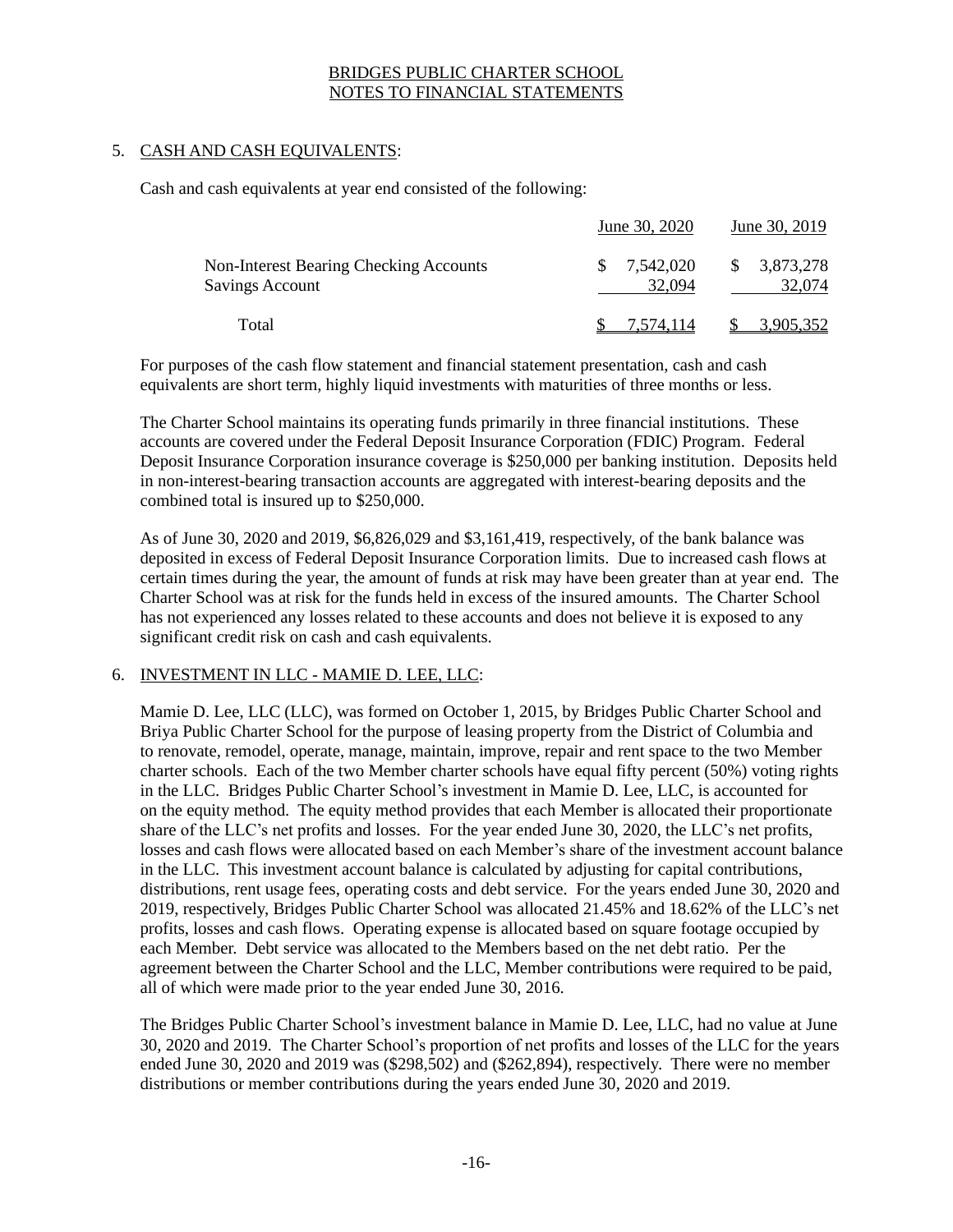## BRIDGES PUBLIC CHARTER SCHOOL
## NOTES TO FINANCIAL STATEMENTS

### 5. CASH AND CASH EQUIVALENTS:

Cash and cash equivalents at year end consisted of the following:

| | June 30, 2020 | June 30, 2019 |
|---|---|---|
| Non-Interest Bearing Checking Accounts | $ 7,542,020 | $ 3,873,278 |
| Savings Account | 32,094 | 32,074 |
| Total | $ 7,574,114 | $ 3,905,352 |

For purposes of the cash flow statement and financial statement presentation, cash and cash equivalents are short term, highly liquid investments with maturities of three months or less.

The Charter School maintains its operating funds primarily in three financial institutions. These accounts are covered under the Federal Deposit Insurance Corporation (FDIC) Program. Federal Deposit Insurance Corporation insurance coverage is $250,000 per banking institution. Deposits held in non-interest-bearing transaction accounts are aggregated with interest-bearing deposits and the combined total is insured up to $250,000.

As of June 30, 2020 and 2019, $6,826,029 and $3,161,419, respectively, of the bank balance was deposited in excess of Federal Deposit Insurance Corporation limits. Due to increased cash flows at certain times during the year, the amount of funds at risk may have been greater than at year end. The Charter School was at risk for the funds held in excess of the insured amounts. The Charter School has not experienced any losses related to these accounts and does not believe it is exposed to any significant credit risk on cash and cash equivalents.

### 6. INVESTMENT IN LLC - MAMIE D. LEE, LLC:

Mamie D. Lee, LLC (LLC), was formed on October 1, 2015, by Bridges Public Charter School and Briya Public Charter School for the purpose of leasing property from the District of Columbia and to renovate, remodel, operate, manage, maintain, improve, repair and rent space to the two Member charter schools. Each of the two Member charter schools have equal fifty percent (50%) voting rights in the LLC. Bridges Public Charter School's investment in Mamie D. Lee, LLC, is accounted for on the equity method. The equity method provides that each Member is allocated their proportionate share of the LLC's net profits and losses. For the year ended June 30, 2020, the LLC's net profits, losses and cash flows were allocated based on each Member's share of the investment account balance in the LLC. This investment account balance is calculated by adjusting for capital contributions, distributions, rent usage fees, operating costs and debt service. For the years ended June 30, 2020 and 2019, respectively, Bridges Public Charter School was allocated 21.45% and 18.62% of the LLC's net profits, losses and cash flows. Operating expense is allocated based on square footage occupied by each Member. Debt service was allocated to the Members based on the net debt ratio. Per the agreement between the Charter School and the LLC, Member contributions were required to be paid, all of which were made prior to the year ended June 30, 2016.

The Bridges Public Charter School's investment balance in Mamie D. Lee, LLC, had no value at June 30, 2020 and 2019. The Charter School's proportion of net profits and losses of the LLC for the years ended June 30, 2020 and 2019 was ($298,502) and ($262,894), respectively. There were no member distributions or member contributions during the years ended June 30, 2020 and 2019.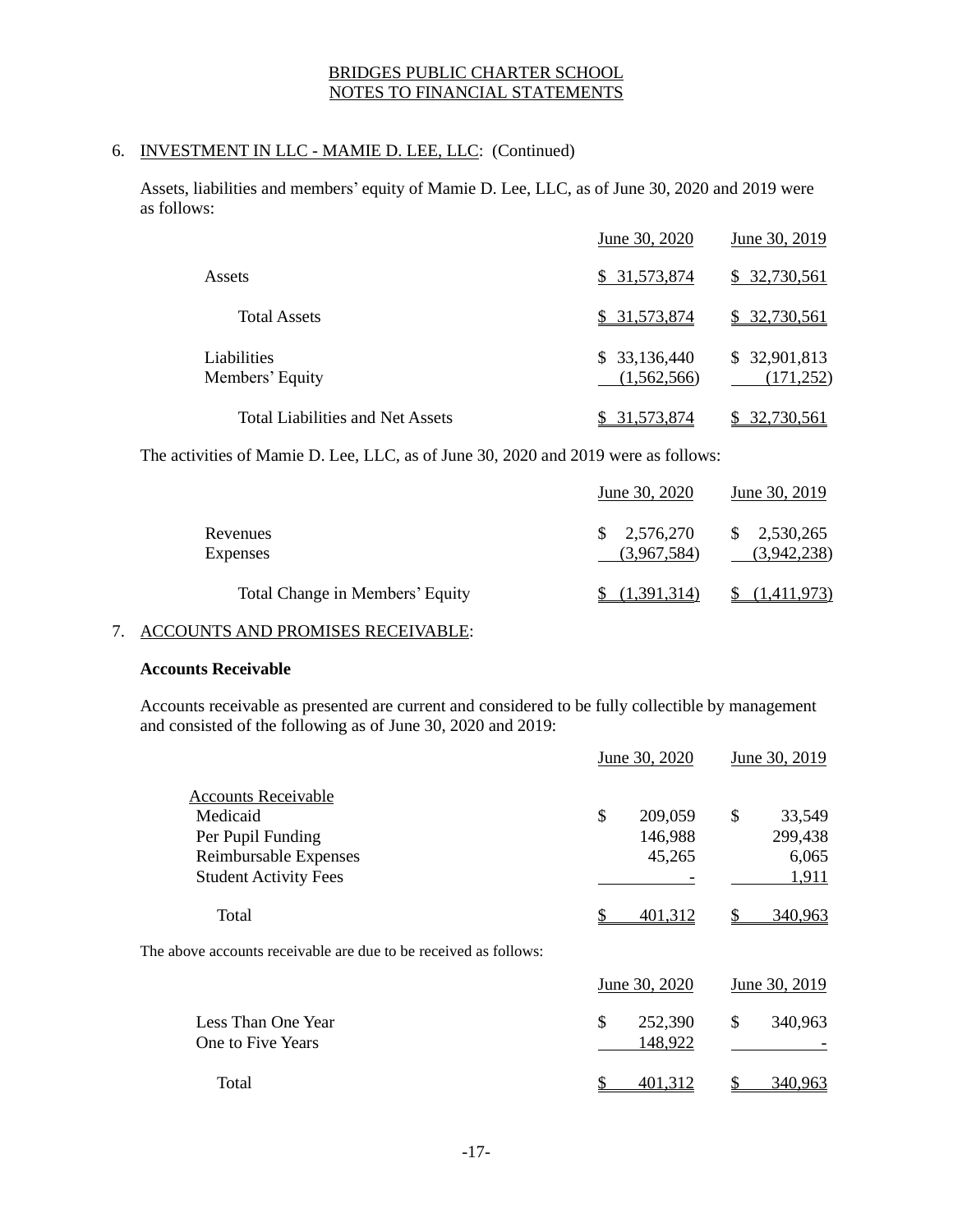BRIDGES PUBLIC CHARTER SCHOOL
NOTES TO FINANCIAL STATEMENTS

6. INVESTMENT IN LLC - MAMIE D. LEE, LLC: (Continued)

Assets, liabilities and members' equity of Mamie D. Lee, LLC, as of June 30, 2020 and 2019 were as follows:

| | June 30, 2020 | June 30, 2019 |
|---|---|---|
| Assets | $ 31,573,874 | $ 32,730,561 |
| Total Assets | $ 31,573,874 | $ 32,730,561 |
| Liabilities | $ 33,136,440 | $ 32,901,813 |
| Members' Equity | (1,562,566) | (171,252) |
| Total Liabilities and Net Assets | $ 31,573,874 | $ 32,730,561 |

The activities of Mamie D. Lee, LLC, as of June 30, 2020 and 2019 were as follows:

| | June 30, 2020 | June 30, 2019 |
|---|---|---|
| Revenues | $ 2,576,270 | $ 2,530,265 |
| Expenses | (3,967,584) | (3,942,238) |
| Total Change in Members' Equity | $ (1,391,314) | $ (1,411,973) |

7. ACCOUNTS AND PROMISES RECEIVABLE:

**Accounts Receivable**

Accounts receivable as presented are current and considered to be fully collectible by management and consisted of the following as of June 30, 2020 and 2019:

| | June 30, 2020 | June 30, 2019 |
|---|---|---|
| Accounts Receivable | | |
| Medicaid | $ 209,059 | $ 33,549 |
| Per Pupil Funding | 146,988 | 299,438 |
| Reimbursable Expenses | 45,265 | 6,065 |
| Student Activity Fees | - | 1,911 |
| Total | $ 401,312 | $ 340,963 |

The above accounts receivable are due to be received as follows:

| | June 30, 2020 | June 30, 2019 |
|---|---|---|
| Less Than One Year | $ 252,390 | $ 340,963 |
| One to Five Years | 148,922 | - |
| Total | $ 401,312 | $ 340,963 |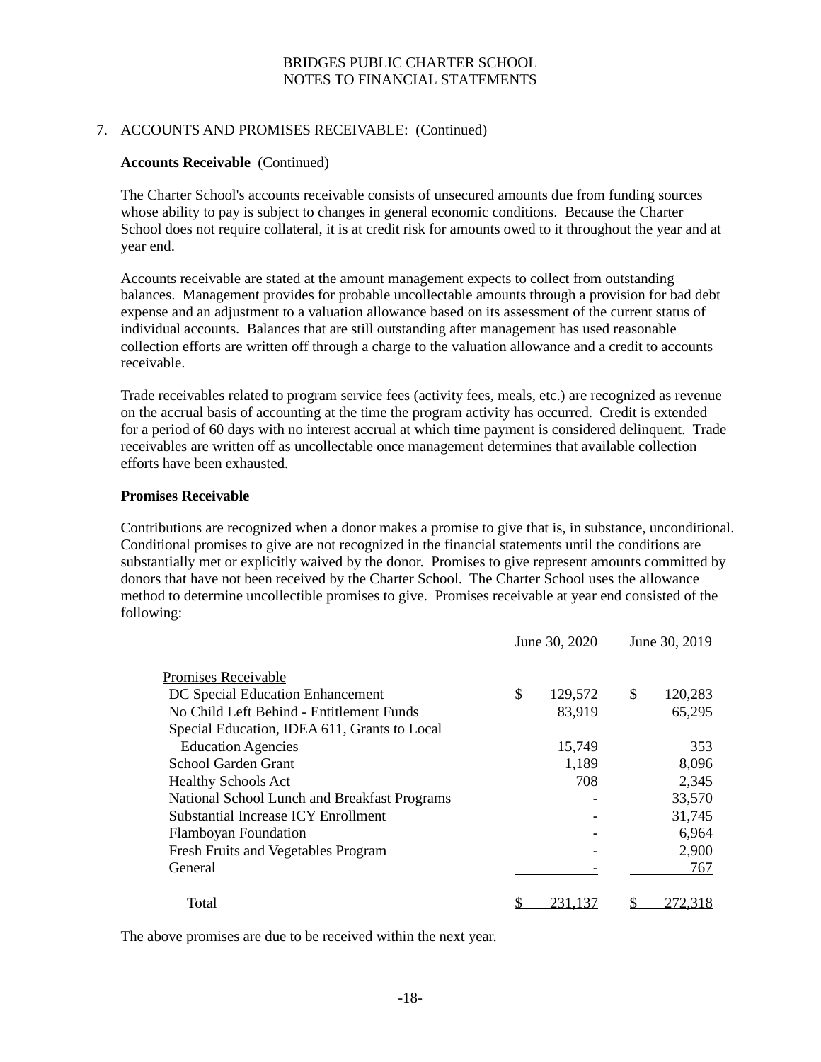BRIDGES PUBLIC CHARTER SCHOOL
NOTES TO FINANCIAL STATEMENTS

## 7. ACCOUNTS AND PROMISES RECEIVABLE: (Continued)

**Accounts Receivable** (Continued)

The Charter School's accounts receivable consists of unsecured amounts due from funding sources whose ability to pay is subject to changes in general economic conditions. Because the Charter School does not require collateral, it is at credit risk for amounts owed to it throughout the year and at year end.

Accounts receivable are stated at the amount management expects to collect from outstanding balances. Management provides for probable uncollectable amounts through a provision for bad debt expense and an adjustment to a valuation allowance based on its assessment of the current status of individual accounts. Balances that are still outstanding after management has used reasonable collection efforts are written off through a charge to the valuation allowance and a credit to accounts receivable.

Trade receivables related to program service fees (activity fees, meals, etc.) are recognized as revenue on the accrual basis of accounting at the time the program activity has occurred. Credit is extended for a period of 60 days with no interest accrual at which time payment is considered delinquent. Trade receivables are written off as uncollectable once management determines that available collection efforts have been exhausted.

**Promises Receivable**

Contributions are recognized when a donor makes a promise to give that is, in substance, unconditional. Conditional promises to give are not recognized in the financial statements until the conditions are substantially met or explicitly waived by the donor. Promises to give represent amounts committed by donors that have not been received by the Charter School. The Charter School uses the allowance method to determine uncollectible promises to give. Promises receivable at year end consisted of the following:

| | June 30, 2020 | June 30, 2019 |
|---|---|---|
| Promises Receivable | | |
| DC Special Education Enhancement | $ 129,572 | $ 120,283 |
| No Child Left Behind - Entitlement Funds | 83,919 | 65,295 |
| Special Education, IDEA 611, Grants to Local Education Agencies | 15,749 | 353 |
| School Garden Grant | 1,189 | 8,096 |
| Healthy Schools Act | 708 | 2,345 |
| National School Lunch and Breakfast Programs | - | 33,570 |
| Substantial Increase ICY Enrollment | - | 31,745 |
| Flamboyan Foundation | - | 6,964 |
| Fresh Fruits and Vegetables Program | - | 2,900 |
| General | - | 767 |
| Total | $ 231,137 | $ 272,318 |

The above promises are due to be received within the next year.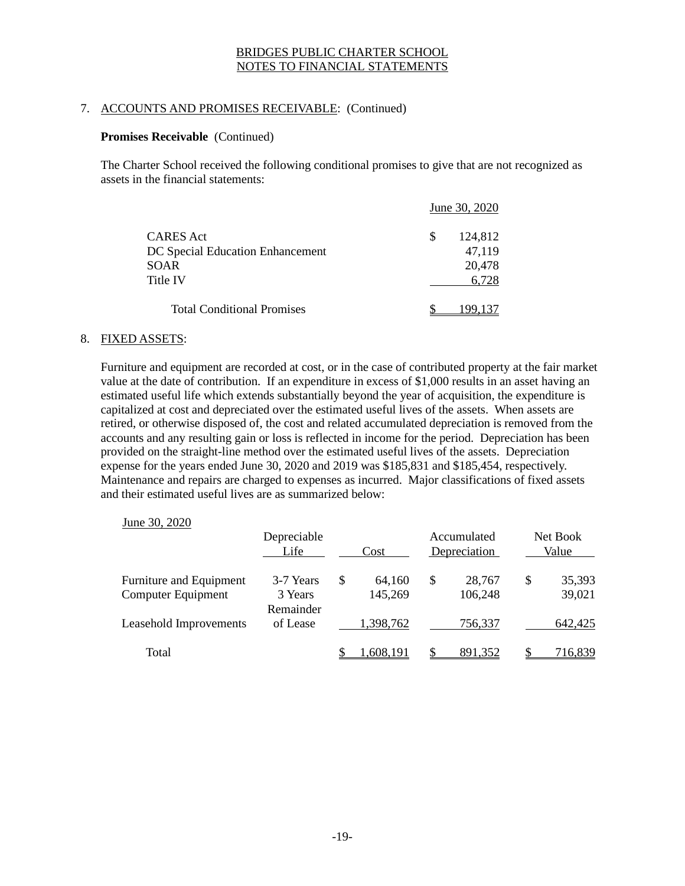BRIDGES PUBLIC CHARTER SCHOOL
NOTES TO FINANCIAL STATEMENTS

## 7. ACCOUNTS AND PROMISES RECEIVABLE: (Continued)

**Promises Receivable** (Continued)

The Charter School received the following conditional promises to give that are not recognized as assets in the financial statements:

| | June 30, 2020 |
|---|---|
| CARES Act | $ 124,812 |
| DC Special Education Enhancement | 47,119 |
| SOAR | 20,478 |
| Title IV | 6,728 |
| Total Conditional Promises | $ 199,137 |

## 8. FIXED ASSETS:

Furniture and equipment are recorded at cost, or in the case of contributed property at the fair market value at the date of contribution. If an expenditure in excess of $1,000 results in an asset having an estimated useful life which extends substantially beyond the year of acquisition, the expenditure is capitalized at cost and depreciated over the estimated useful lives of the assets. When assets are retired, or otherwise disposed of, the cost and related accumulated depreciation is removed from the accounts and any resulting gain or loss is reflected in income for the period. Depreciation has been provided on the straight-line method over the estimated useful lives of the assets. Depreciation expense for the years ended June 30, 2020 and 2019 was $185,831 and $185,454, respectively. Maintenance and repairs are charged to expenses as incurred. Major classifications of fixed assets and their estimated useful lives are as summarized below:

June 30, 2020

| | Depreciable Life | Cost | Accumulated Depreciation | Net Book Value |
|---|---|---|---|---|
| Furniture and Equipment | 3-7 Years | $ 64,160 | $ 28,767 | $ 35,393 |
| Computer Equipment | 3 Years | 145,269 | 106,248 | 39,021 |
| Leasehold Improvements | Remainder of Lease | 1,398,762 | 756,337 | 642,425 |
| Total | | $ 1,608,191 | $ 891,352 | $ 716,839 |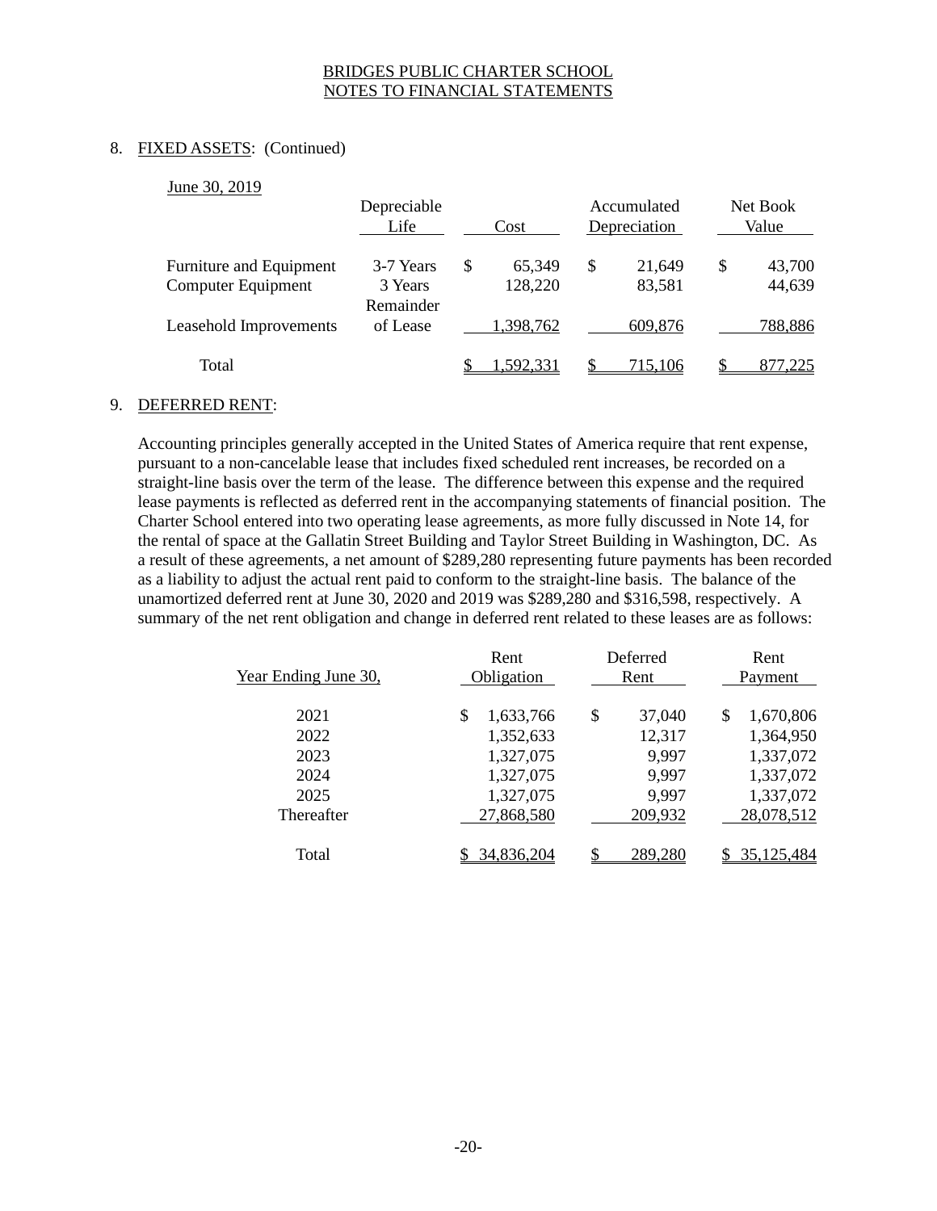BRIDGES PUBLIC CHARTER SCHOOL
NOTES TO FINANCIAL STATEMENTS

8. FIXED ASSETS: (Continued)

June 30, 2019

| | Depreciable Life | Cost | Accumulated Depreciation | Net Book Value |
|---|---|---|---|---|
| Furniture and Equipment | 3-7 Years | $ 65,349 | $ 21,649 | $ 43,700 |
| Computer Equipment | 3 Years | 128,220 | 83,581 | 44,639 |
| Leasehold Improvements | Remainder of Lease | 1,398,762 | 609,876 | 788,886 |
| Total | | $ 1,592,331 | $ 715,106 | $ 877,225 |

9. DEFERRED RENT:

Accounting principles generally accepted in the United States of America require that rent expense, pursuant to a non-cancelable lease that includes fixed scheduled rent increases, be recorded on a straight-line basis over the term of the lease. The difference between this expense and the required lease payments is reflected as deferred rent in the accompanying statements of financial position. The Charter School entered into two operating lease agreements, as more fully discussed in Note 14, for the rental of space at the Gallatin Street Building and Taylor Street Building in Washington, DC. As a result of these agreements, a net amount of $289,280 representing future payments has been recorded as a liability to adjust the actual rent paid to conform to the straight-line basis. The balance of the unamortized deferred rent at June 30, 2020 and 2019 was $289,280 and $316,598, respectively. A summary of the net rent obligation and change in deferred rent related to these leases are as follows:

| Year Ending June 30, | Rent Obligation | Deferred Rent | Rent Payment |
|---|---|---|---|
| 2021 | $ 1,633,766 | $ 37,040 | $ 1,670,806 |
| 2022 | 1,352,633 | 12,317 | 1,364,950 |
| 2023 | 1,327,075 | 9,997 | 1,337,072 |
| 2024 | 1,327,075 | 9,997 | 1,337,072 |
| 2025 | 1,327,075 | 9,997 | 1,337,072 |
| Thereafter | 27,868,580 | 209,932 | 28,078,512 |
| Total | $ 34,836,204 | $ 289,280 | $ 35,125,484 |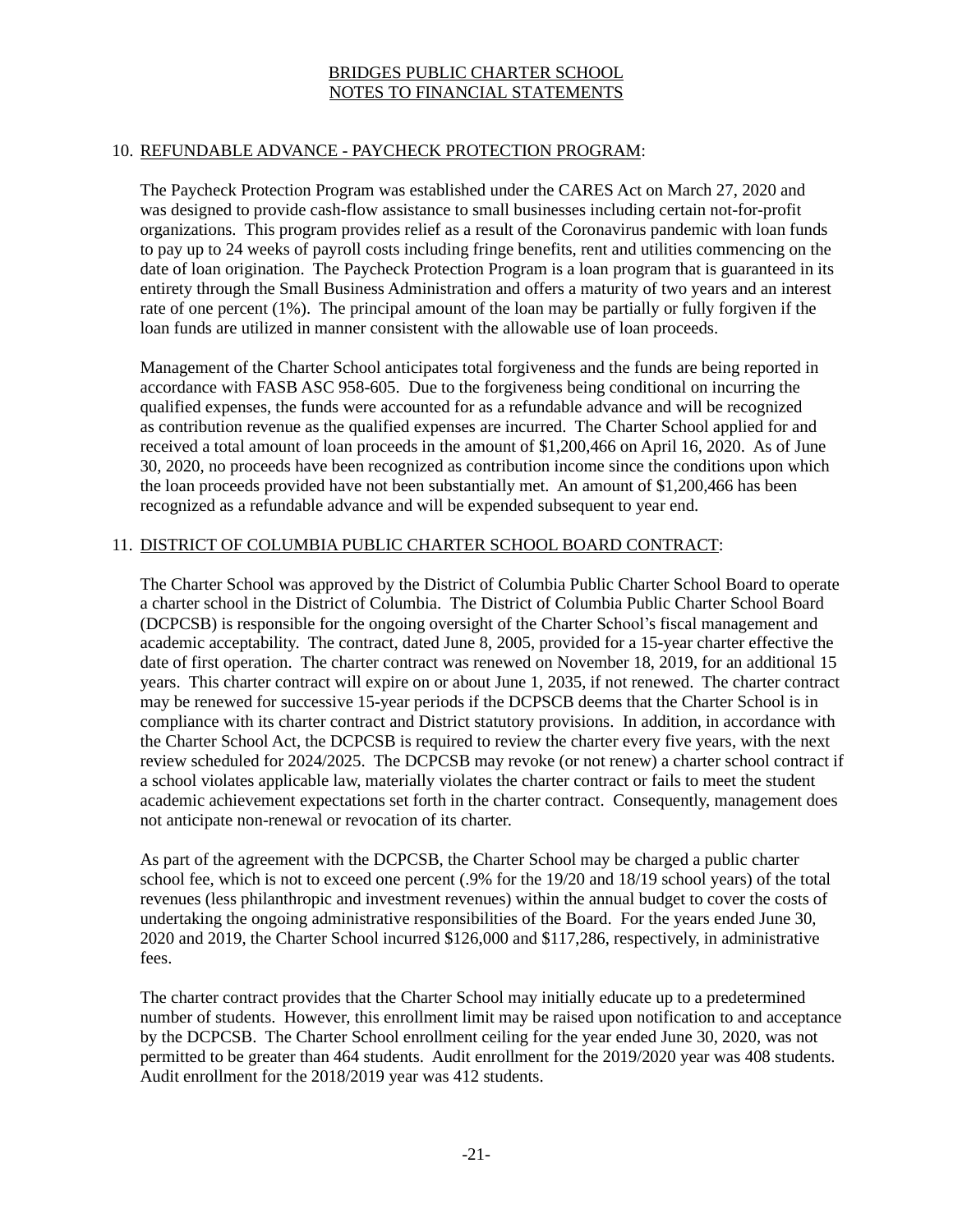## 10. REFUNDABLE ADVANCE - PAYCHECK PROTECTION PROGRAM:

The Paycheck Protection Program was established under the CARES Act on March 27, 2020 and was designed to provide cash-flow assistance to small businesses including certain not-for-profit organizations. This program provides relief as a result of the Coronavirus pandemic with loan funds to pay up to 24 weeks of payroll costs including fringe benefits, rent and utilities commencing on the date of loan origination. The Paycheck Protection Program is a loan program that is guaranteed in its entirety through the Small Business Administration and offers a maturity of two years and an interest rate of one percent (1%). The principal amount of the loan may be partially or fully forgiven if the loan funds are utilized in manner consistent with the allowable use of loan proceeds.

Management of the Charter School anticipates total forgiveness and the funds are being reported in accordance with FASB ASC 958-605. Due to the forgiveness being conditional on incurring the qualified expenses, the funds were accounted for as a refundable advance and will be recognized as contribution revenue as the qualified expenses are incurred. The Charter School applied for and received a total amount of loan proceeds in the amount of $1,200,466 on April 16, 2020. As of June 30, 2020, no proceeds have been recognized as contribution income since the conditions upon which the loan proceeds provided have not been substantially met. An amount of $1,200,466 has been recognized as a refundable advance and will be expended subsequent to year end.

## 11. DISTRICT OF COLUMBIA PUBLIC CHARTER SCHOOL BOARD CONTRACT:

The Charter School was approved by the District of Columbia Public Charter School Board to operate a charter school in the District of Columbia. The District of Columbia Public Charter School Board (DCPCSB) is responsible for the ongoing oversight of the Charter School's fiscal management and academic acceptability. The contract, dated June 8, 2005, provided for a 15-year charter effective the date of first operation. The charter contract was renewed on November 18, 2019, for an additional 15 years. This charter contract will expire on or about June 1, 2035, if not renewed. The charter contract may be renewed for successive 15-year periods if the DCPSCB deems that the Charter School is in compliance with its charter contract and District statutory provisions. In addition, in accordance with the Charter School Act, the DCPCSB is required to review the charter every five years, with the next review scheduled for 2024/2025. The DCPCSB may revoke (or not renew) a charter school contract if a school violates applicable law, materially violates the charter contract or fails to meet the student academic achievement expectations set forth in the charter contract. Consequently, management does not anticipate non-renewal or revocation of its charter.

As part of the agreement with the DCPCSB, the Charter School may be charged a public charter school fee, which is not to exceed one percent (.9% for the 19/20 and 18/19 school years) of the total revenues (less philanthropic and investment revenues) within the annual budget to cover the costs of undertaking the ongoing administrative responsibilities of the Board. For the years ended June 30, 2020 and 2019, the Charter School incurred $126,000 and $117,286, respectively, in administrative fees.

The charter contract provides that the Charter School may initially educate up to a predetermined number of students. However, this enrollment limit may be raised upon notification to and acceptance by the DCPCSB. The Charter School enrollment ceiling for the year ended June 30, 2020, was not permitted to be greater than 464 students. Audit enrollment for the 2019/2020 year was 408 students. Audit enrollment for the 2018/2019 year was 412 students.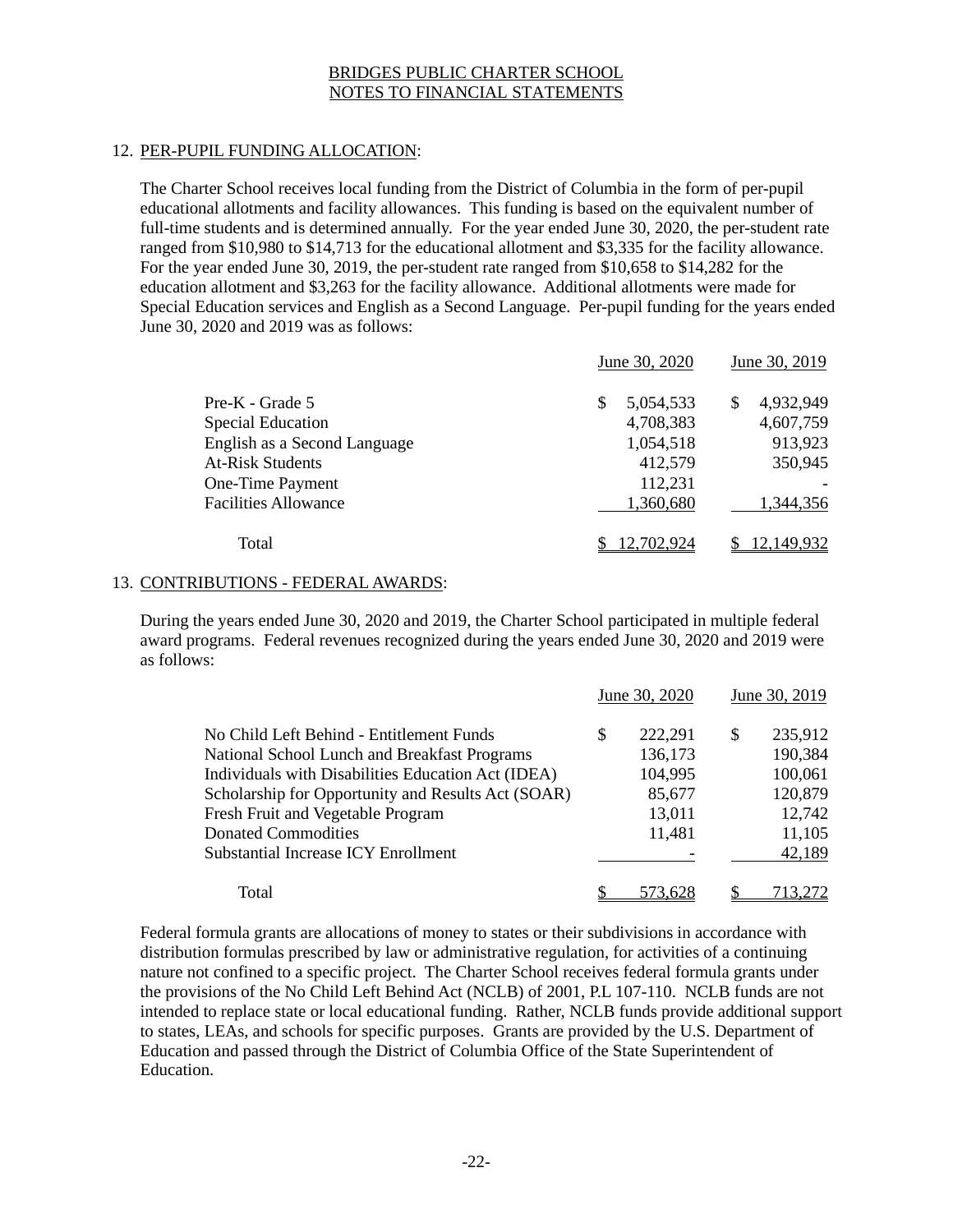BRIDGES PUBLIC CHARTER SCHOOL
NOTES TO FINANCIAL STATEMENTS

## 12. PER-PUPIL FUNDING ALLOCATION:

The Charter School receives local funding from the District of Columbia in the form of per-pupil educational allotments and facility allowances. This funding is based on the equivalent number of full-time students and is determined annually. For the year ended June 30, 2020, the per-student rate ranged from $10,980 to $14,713 for the educational allotment and $3,335 for the facility allowance. For the year ended June 30, 2019, the per-student rate ranged from $10,658 to $14,282 for the education allotment and $3,263 for the facility allowance. Additional allotments were made for Special Education services and English as a Second Language. Per-pupil funding for the years ended June 30, 2020 and 2019 was as follows:

| | June 30, 2020 | June 30, 2019 |
|---|---|---|
| Pre-K - Grade 5 | $ 5,054,533 | $ 4,932,949 |
| Special Education | 4,708,383 | 4,607,759 |
| English as a Second Language | 1,054,518 | 913,923 |
| At-Risk Students | 412,579 | 350,945 |
| One-Time Payment | 112,231 | - |
| Facilities Allowance | 1,360,680 | 1,344,356 |
| Total | $ 12,702,924 | $ 12,149,932 |

## 13. CONTRIBUTIONS - FEDERAL AWARDS:

During the years ended June 30, 2020 and 2019, the Charter School participated in multiple federal award programs. Federal revenues recognized during the years ended June 30, 2020 and 2019 were as follows:

| | June 30, 2020 | June 30, 2019 |
|---|---|---|
| No Child Left Behind - Entitlement Funds | $ 222,291 | $ 235,912 |
| National School Lunch and Breakfast Programs | 136,173 | 190,384 |
| Individuals with Disabilities Education Act (IDEA) | 104,995 | 100,061 |
| Scholarship for Opportunity and Results Act (SOAR) | 85,677 | 120,879 |
| Fresh Fruit and Vegetable Program | 13,011 | 12,742 |
| Donated Commodities | 11,481 | 11,105 |
| Substantial Increase ICY Enrollment | - | 42,189 |
| Total | $ 573,628 | $ 713,272 |

Federal formula grants are allocations of money to states or their subdivisions in accordance with distribution formulas prescribed by law or administrative regulation, for activities of a continuing nature not confined to a specific project. The Charter School receives federal formula grants under the provisions of the No Child Left Behind Act (NCLB) of 2001, P.L 107-110. NCLB funds are not intended to replace state or local educational funding. Rather, NCLB funds provide additional support to states, LEAs, and schools for specific purposes. Grants are provided by the U.S. Department of Education and passed through the District of Columbia Office of the State Superintendent of Education.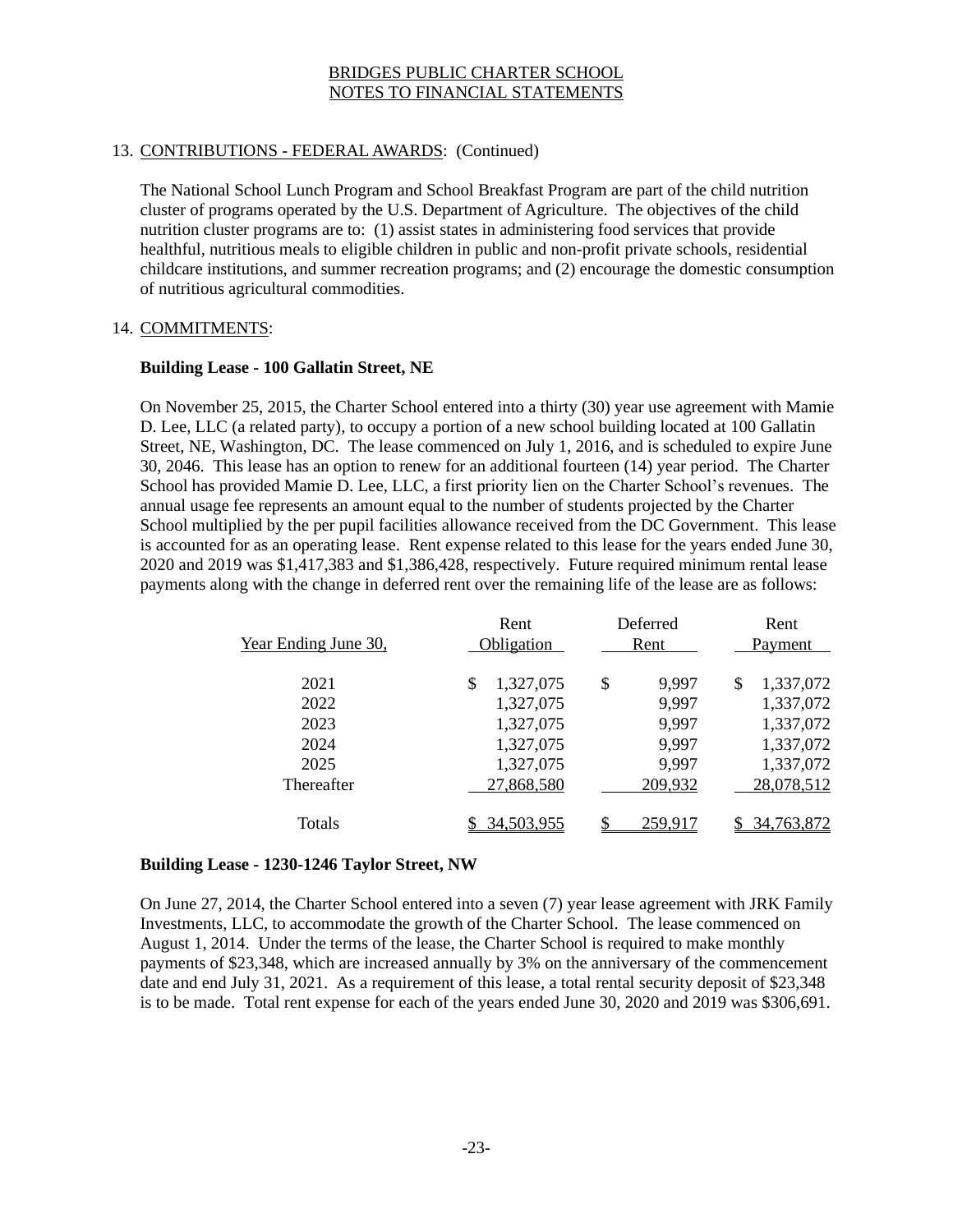## 13. CONTRIBUTIONS - FEDERAL AWARDS: (Continued)

The National School Lunch Program and School Breakfast Program are part of the child nutrition cluster of programs operated by the U.S. Department of Agriculture. The objectives of the child nutrition cluster programs are to: (1) assist states in administering food services that provide healthful, nutritious meals to eligible children in public and non-profit private schools, residential childcare institutions, and summer recreation programs; and (2) encourage the domestic consumption of nutritious agricultural commodities.

## 14. COMMITMENTS:

**Building Lease - 100 Gallatin Street, NE**

On November 25, 2015, the Charter School entered into a thirty (30) year use agreement with Mamie D. Lee, LLC (a related party), to occupy a portion of a new school building located at 100 Gallatin Street, NE, Washington, DC. The lease commenced on July 1, 2016, and is scheduled to expire June 30, 2046. This lease has an option to renew for an additional fourteen (14) year period. The Charter School has provided Mamie D. Lee, LLC, a first priority lien on the Charter School's revenues. The annual usage fee represents an amount equal to the number of students projected by the Charter School multiplied by the per pupil facilities allowance received from the DC Government. This lease is accounted for as an operating lease. Rent expense related to this lease for the years ended June 30, 2020 and 2019 was $1,417,383 and $1,386,428, respectively. Future required minimum rental lease payments along with the change in deferred rent over the remaining life of the lease are as follows:

| Year Ending June 30, | Rent Obligation | Deferred Rent | Rent Payment |
|---|---|---|---|
| 2021 | $ 1,327,075 | $ 9,997 | $ 1,337,072 |
| 2022 | 1,327,075 | 9,997 | 1,337,072 |
| 2023 | 1,327,075 | 9,997 | 1,337,072 |
| 2024 | 1,327,075 | 9,997 | 1,337,072 |
| 2025 | 1,327,075 | 9,997 | 1,337,072 |
| Thereafter | 27,868,580 | 209,932 | 28,078,512 |
| Totals | $ 34,503,955 | $ 259,917 | $ 34,763,872 |

**Building Lease - 1230-1246 Taylor Street, NW**

On June 27, 2014, the Charter School entered into a seven (7) year lease agreement with JRK Family Investments, LLC, to accommodate the growth of the Charter School. The lease commenced on August 1, 2014. Under the terms of the lease, the Charter School is required to make monthly payments of $23,348, which are increased annually by 3% on the anniversary of the commencement date and end July 31, 2021. As a requirement of this lease, a total rental security deposit of $23,348 is to be made. Total rent expense for each of the years ended June 30, 2020 and 2019 was $306,691.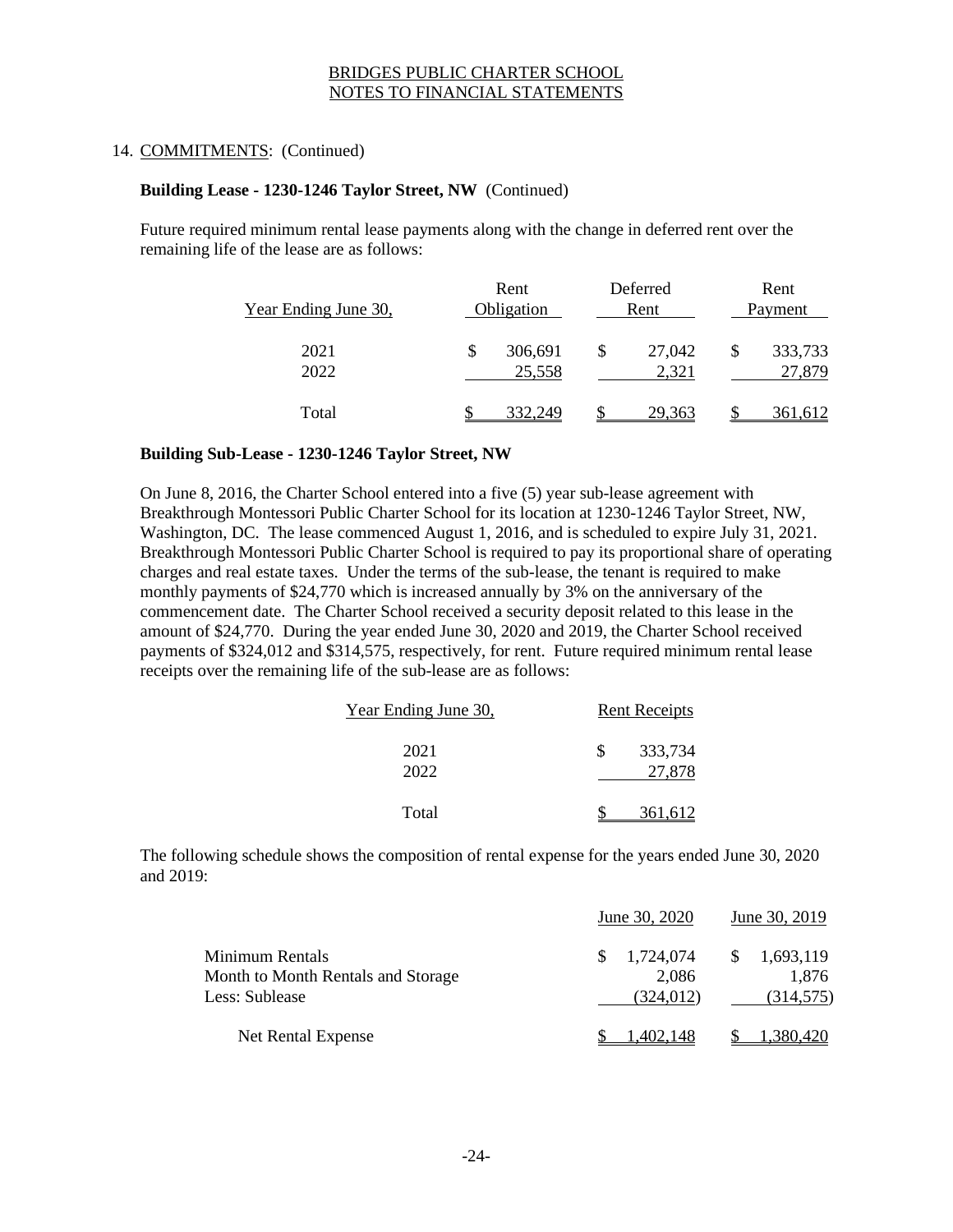BRIDGES PUBLIC CHARTER SCHOOL
NOTES TO FINANCIAL STATEMENTS

14. COMMITMENTS: (Continued)

**Building Lease - 1230-1246 Taylor Street, NW** (Continued)

Future required minimum rental lease payments along with the change in deferred rent over the remaining life of the lease are as follows:

| Year Ending June 30, | Rent Obligation | Deferred Rent | Rent Payment |
|---|---|---|---|
| 2021 | $ 306,691 | $ 27,042 | $ 333,733 |
| 2022 | 25,558 | 2,321 | 27,879 |
| Total | $ 332,249 | $ 29,363 | $ 361,612 |

**Building Sub-Lease - 1230-1246 Taylor Street, NW**

On June 8, 2016, the Charter School entered into a five (5) year sub-lease agreement with Breakthrough Montessori Public Charter School for its location at 1230-1246 Taylor Street, NW, Washington, DC. The lease commenced August 1, 2016, and is scheduled to expire July 31, 2021. Breakthrough Montessori Public Charter School is required to pay its proportional share of operating charges and real estate taxes. Under the terms of the sub-lease, the tenant is required to make monthly payments of $24,770 which is increased annually by 3% on the anniversary of the commencement date. The Charter School received a security deposit related to this lease in the amount of $24,770. During the year ended June 30, 2020 and 2019, the Charter School received payments of $324,012 and $314,575, respectively, for rent. Future required minimum rental lease receipts over the remaining life of the sub-lease are as follows:

| Year Ending June 30, | Rent Receipts |
|---|---|
| 2021 | $ 333,734 |
| 2022 | 27,878 |
| Total | $ 361,612 |

The following schedule shows the composition of rental expense for the years ended June 30, 2020 and 2019:

| | June 30, 2020 | June 30, 2019 |
|---|---|---|
| Minimum Rentals | $ 1,724,074 | $ 1,693,119 |
| Month to Month Rentals and Storage | 2,086 | 1,876 |
| Less: Sublease | (324,012) | (314,575) |
| Net Rental Expense | $ 1,402,148 | $ 1,380,420 |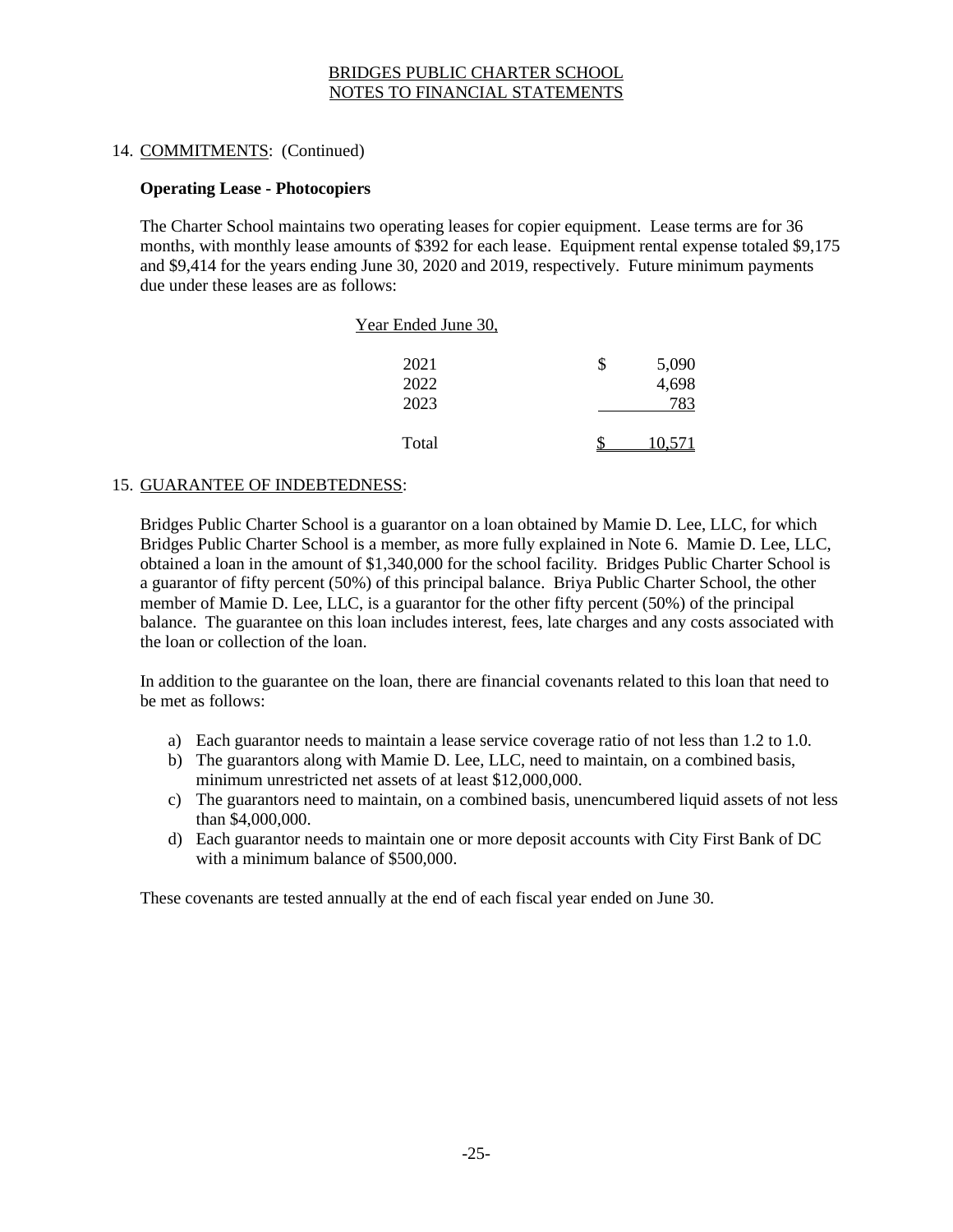## 14. COMMITMENTS: (Continued)

**Operating Lease - Photocopiers**

The Charter School maintains two operating leases for copier equipment. Lease terms are for 36 months, with monthly lease amounts of $392 for each lease. Equipment rental expense totaled $9,175 and $9,414 for the years ending June 30, 2020 and 2019, respectively. Future minimum payments due under these leases are as follows:

| Year Ended June 30, | |
|---|---|
| 2021 | $ 5,090 |
| 2022 | 4,698 |
| 2023 | 783 |
| Total | $ 10,571 |

## 15. GUARANTEE OF INDEBTEDNESS:

Bridges Public Charter School is a guarantor on a loan obtained by Mamie D. Lee, LLC, for which Bridges Public Charter School is a member, as more fully explained in Note 6. Mamie D. Lee, LLC, obtained a loan in the amount of $1,340,000 for the school facility. Bridges Public Charter School is a guarantor of fifty percent (50%) of this principal balance. Briya Public Charter School, the other member of Mamie D. Lee, LLC, is a guarantor for the other fifty percent (50%) of the principal balance. The guarantee on this loan includes interest, fees, late charges and any costs associated with the loan or collection of the loan.

In addition to the guarantee on the loan, there are financial covenants related to this loan that need to be met as follows:

a) Each guarantor needs to maintain a lease service coverage ratio of not less than 1.2 to 1.0.
b) The guarantors along with Mamie D. Lee, LLC, need to maintain, on a combined basis, minimum unrestricted net assets of at least $12,000,000.
c) The guarantors need to maintain, on a combined basis, unencumbered liquid assets of not less than $4,000,000.
d) Each guarantor needs to maintain one or more deposit accounts with City First Bank of DC with a minimum balance of $500,000.

These covenants are tested annually at the end of each fiscal year ended on June 30.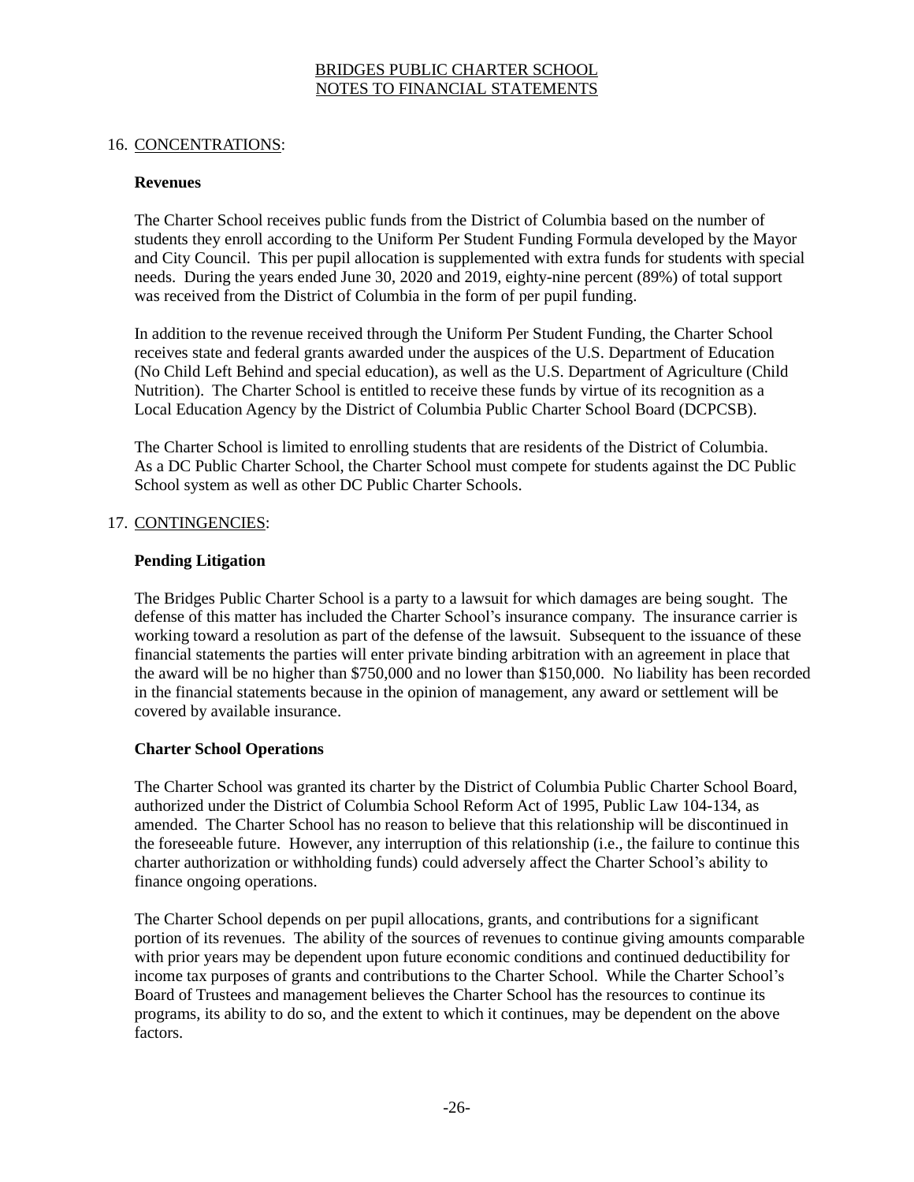## 16. CONCENTRATIONS:

### Revenues

The Charter School receives public funds from the District of Columbia based on the number of students they enroll according to the Uniform Per Student Funding Formula developed by the Mayor and City Council. This per pupil allocation is supplemented with extra funds for students with special needs. During the years ended June 30, 2020 and 2019, eighty-nine percent (89%) of total support was received from the District of Columbia in the form of per pupil funding.

In addition to the revenue received through the Uniform Per Student Funding, the Charter School receives state and federal grants awarded under the auspices of the U.S. Department of Education (No Child Left Behind and special education), as well as the U.S. Department of Agriculture (Child Nutrition). The Charter School is entitled to receive these funds by virtue of its recognition as a Local Education Agency by the District of Columbia Public Charter School Board (DCPCSB).

The Charter School is limited to enrolling students that are residents of the District of Columbia. As a DC Public Charter School, the Charter School must compete for students against the DC Public School system as well as other DC Public Charter Schools.

## 17. CONTINGENCIES:

### Pending Litigation

The Bridges Public Charter School is a party to a lawsuit for which damages are being sought. The defense of this matter has included the Charter School's insurance company. The insurance carrier is working toward a resolution as part of the defense of the lawsuit. Subsequent to the issuance of these financial statements the parties will enter private binding arbitration with an agreement in place that the award will be no higher than $750,000 and no lower than $150,000. No liability has been recorded in the financial statements because in the opinion of management, any award or settlement will be covered by available insurance.

### Charter School Operations

The Charter School was granted its charter by the District of Columbia Public Charter School Board, authorized under the District of Columbia School Reform Act of 1995, Public Law 104-134, as amended. The Charter School has no reason to believe that this relationship will be discontinued in the foreseeable future. However, any interruption of this relationship (i.e., the failure to continue this charter authorization or withholding funds) could adversely affect the Charter School's ability to finance ongoing operations.

The Charter School depends on per pupil allocations, grants, and contributions for a significant portion of its revenues. The ability of the sources of revenues to continue giving amounts comparable with prior years may be dependent upon future economic conditions and continued deductibility for income tax purposes of grants and contributions to the Charter School. While the Charter School's Board of Trustees and management believes the Charter School has the resources to continue its programs, its ability to do so, and the extent to which it continues, may be dependent on the above factors.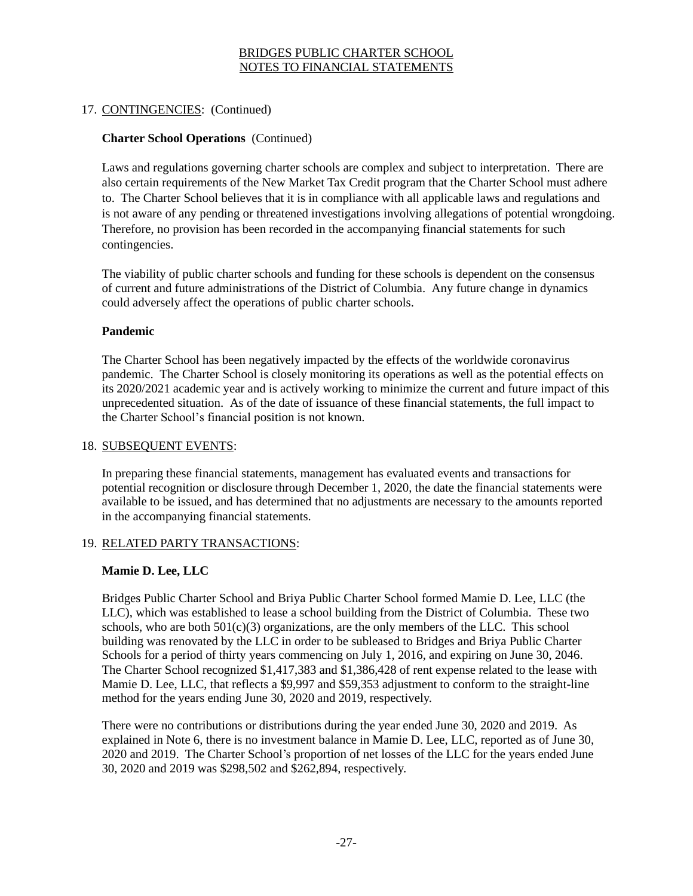17. CONTINGENCIES: (Continued)

**Charter School Operations** (Continued)

Laws and regulations governing charter schools are complex and subject to interpretation. There are also certain requirements of the New Market Tax Credit program that the Charter School must adhere to. The Charter School believes that it is in compliance with all applicable laws and regulations and is not aware of any pending or threatened investigations involving allegations of potential wrongdoing. Therefore, no provision has been recorded in the accompanying financial statements for such contingencies.

The viability of public charter schools and funding for these schools is dependent on the consensus of current and future administrations of the District of Columbia. Any future change in dynamics could adversely affect the operations of public charter schools.

**Pandemic**

The Charter School has been negatively impacted by the effects of the worldwide coronavirus pandemic. The Charter School is closely monitoring its operations as well as the potential effects on its 2020/2021 academic year and is actively working to minimize the current and future impact of this unprecedented situation. As of the date of issuance of these financial statements, the full impact to the Charter School's financial position is not known.

18. SUBSEQUENT EVENTS:

In preparing these financial statements, management has evaluated events and transactions for potential recognition or disclosure through December 1, 2020, the date the financial statements were available to be issued, and has determined that no adjustments are necessary to the amounts reported in the accompanying financial statements.

19. RELATED PARTY TRANSACTIONS:

**Mamie D. Lee, LLC**

Bridges Public Charter School and Briya Public Charter School formed Mamie D. Lee, LLC (the LLC), which was established to lease a school building from the District of Columbia. These two schools, who are both 501(c)(3) organizations, are the only members of the LLC. This school building was renovated by the LLC in order to be subleased to Bridges and Briya Public Charter Schools for a period of thirty years commencing on July 1, 2016, and expiring on June 30, 2046. The Charter School recognized $1,417,383 and $1,386,428 of rent expense related to the lease with Mamie D. Lee, LLC, that reflects a $9,997 and $59,353 adjustment to conform to the straight-line method for the years ending June 30, 2020 and 2019, respectively.

There were no contributions or distributions during the year ended June 30, 2020 and 2019. As explained in Note 6, there is no investment balance in Mamie D. Lee, LLC, reported as of June 30, 2020 and 2019. The Charter School's proportion of net losses of the LLC for the years ended June 30, 2020 and 2019 was $298,502 and $262,894, respectively.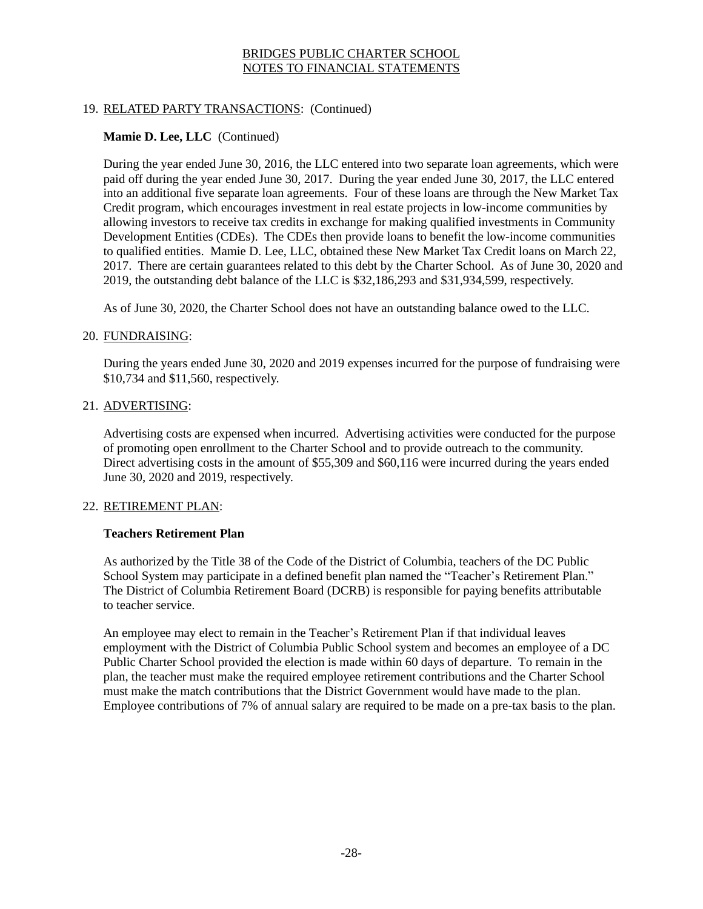## 19. RELATED PARTY TRANSACTIONS: (Continued)

**Mamie D. Lee, LLC** (Continued)

During the year ended June 30, 2016, the LLC entered into two separate loan agreements, which were paid off during the year ended June 30, 2017. During the year ended June 30, 2017, the LLC entered into an additional five separate loan agreements. Four of these loans are through the New Market Tax Credit program, which encourages investment in real estate projects in low-income communities by allowing investors to receive tax credits in exchange for making qualified investments in Community Development Entities (CDEs). The CDEs then provide loans to benefit the low-income communities to qualified entities. Mamie D. Lee, LLC, obtained these New Market Tax Credit loans on March 22, 2017. There are certain guarantees related to this debt by the Charter School. As of June 30, 2020 and 2019, the outstanding debt balance of the LLC is $32,186,293 and $31,934,599, respectively.

As of June 30, 2020, the Charter School does not have an outstanding balance owed to the LLC.

## 20. FUNDRAISING:

During the years ended June 30, 2020 and 2019 expenses incurred for the purpose of fundraising were $10,734 and $11,560, respectively.

## 21. ADVERTISING:

Advertising costs are expensed when incurred. Advertising activities were conducted for the purpose of promoting open enrollment to the Charter School and to provide outreach to the community. Direct advertising costs in the amount of $55,309 and $60,116 were incurred during the years ended June 30, 2020 and 2019, respectively.

## 22. RETIREMENT PLAN:

**Teachers Retirement Plan**

As authorized by the Title 38 of the Code of the District of Columbia, teachers of the DC Public School System may participate in a defined benefit plan named the "Teacher's Retirement Plan." The District of Columbia Retirement Board (DCRB) is responsible for paying benefits attributable to teacher service.

An employee may elect to remain in the Teacher's Retirement Plan if that individual leaves employment with the District of Columbia Public School system and becomes an employee of a DC Public Charter School provided the election is made within 60 days of departure. To remain in the plan, the teacher must make the required employee retirement contributions and the Charter School must make the match contributions that the District Government would have made to the plan. Employee contributions of 7% of annual salary are required to be made on a pre-tax basis to the plan.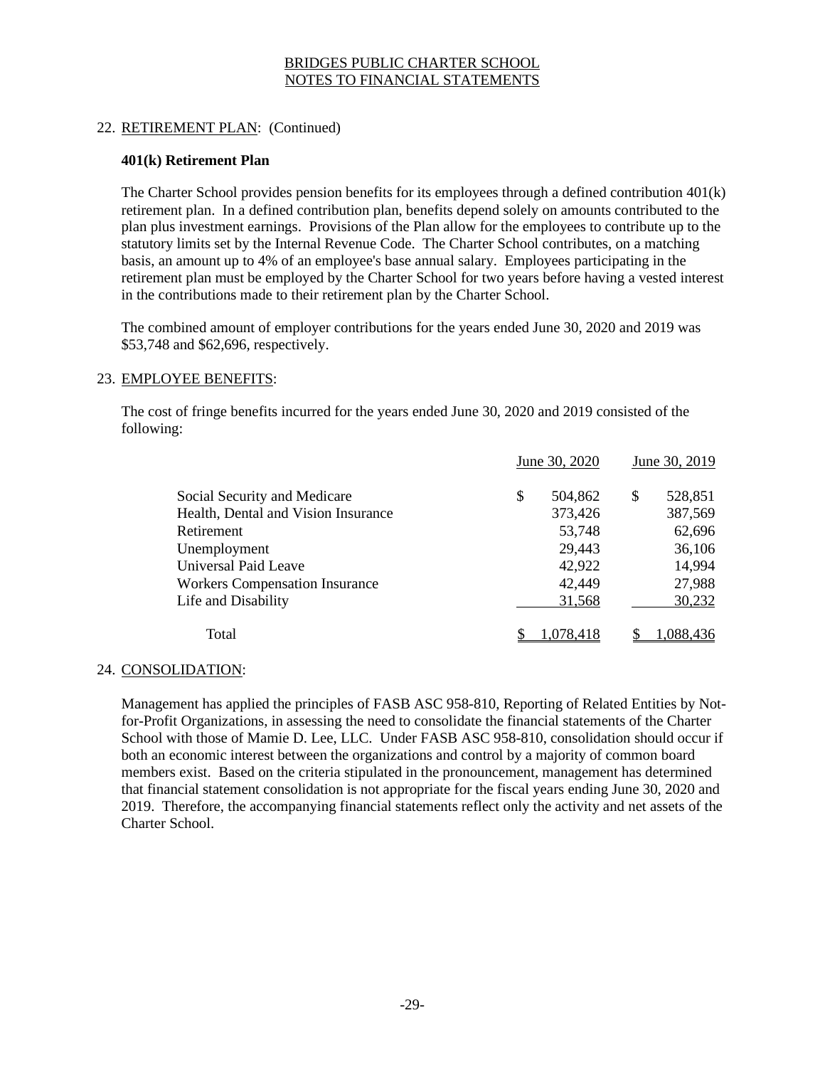## 22. RETIREMENT PLAN: (Continued)

### 401(k) Retirement Plan

The Charter School provides pension benefits for its employees through a defined contribution 401(k) retirement plan. In a defined contribution plan, benefits depend solely on amounts contributed to the plan plus investment earnings. Provisions of the Plan allow for the employees to contribute up to the statutory limits set by the Internal Revenue Code. The Charter School contributes, on a matching basis, an amount up to 4% of an employee's base annual salary. Employees participating in the retirement plan must be employed by the Charter School for two years before having a vested interest in the contributions made to their retirement plan by the Charter School.

The combined amount of employer contributions for the years ended June 30, 2020 and 2019 was $53,748 and $62,696, respectively.

## 23. EMPLOYEE BENEFITS:

The cost of fringe benefits incurred for the years ended June 30, 2020 and 2019 consisted of the following:

| | June 30, 2020 | June 30, 2019 |
|---|---|---|
| Social Security and Medicare | $ 504,862 | $ 528,851 |
| Health, Dental and Vision Insurance | 373,426 | 387,569 |
| Retirement | 53,748 | 62,696 |
| Unemployment | 29,443 | 36,106 |
| Universal Paid Leave | 42,922 | 14,994 |
| Workers Compensation Insurance | 42,449 | 27,988 |
| Life and Disability | 31,568 | 30,232 |
| Total | $ 1,078,418 | $ 1,088,436 |

## 24. CONSOLIDATION:

Management has applied the principles of FASB ASC 958-810, Reporting of Related Entities by Not-for-Profit Organizations, in assessing the need to consolidate the financial statements of the Charter School with those of Mamie D. Lee, LLC. Under FASB ASC 958-810, consolidation should occur if both an economic interest between the organizations and control by a majority of common board members exist. Based on the criteria stipulated in the pronouncement, management has determined that financial statement consolidation is not appropriate for the fiscal years ending June 30, 2020 and 2019. Therefore, the accompanying financial statements reflect only the activity and net assets of the Charter School.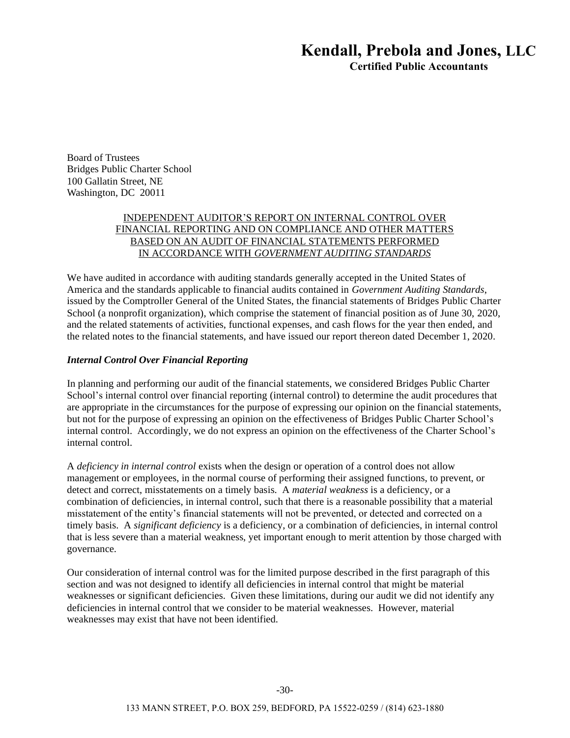# Kendall, Prebola and Jones, LLC

**Certified Public Accountants**

Board of Trustees
Bridges Public Charter School
100 Gallatin Street, NE
Washington, DC 20011

## INDEPENDENT AUDITOR'S REPORT ON INTERNAL CONTROL OVER FINANCIAL REPORTING AND ON COMPLIANCE AND OTHER MATTERS BASED ON AN AUDIT OF FINANCIAL STATEMENTS PERFORMED IN ACCORDANCE WITH *GOVERNMENT AUDITING STANDARDS*

We have audited in accordance with auditing standards generally accepted in the United States of America and the standards applicable to financial audits contained in *Government Auditing Standards*, issued by the Comptroller General of the United States, the financial statements of Bridges Public Charter School (a nonprofit organization), which comprise the statement of financial position as of June 30, 2020, and the related statements of activities, functional expenses, and cash flows for the year then ended, and the related notes to the financial statements, and have issued our report thereon dated December 1, 2020.

### *Internal Control Over Financial Reporting*

In planning and performing our audit of the financial statements, we considered Bridges Public Charter School's internal control over financial reporting (internal control) to determine the audit procedures that are appropriate in the circumstances for the purpose of expressing our opinion on the financial statements, but not for the purpose of expressing an opinion on the effectiveness of Bridges Public Charter School's internal control. Accordingly, we do not express an opinion on the effectiveness of the Charter School's internal control.

A *deficiency in internal control* exists when the design or operation of a control does not allow management or employees, in the normal course of performing their assigned functions, to prevent, or detect and correct, misstatements on a timely basis. A *material weakness* is a deficiency, or a combination of deficiencies, in internal control, such that there is a reasonable possibility that a material misstatement of the entity's financial statements will not be prevented, or detected and corrected on a timely basis. A *significant deficiency* is a deficiency, or a combination of deficiencies, in internal control that is less severe than a material weakness, yet important enough to merit attention by those charged with governance.

Our consideration of internal control was for the limited purpose described in the first paragraph of this section and was not designed to identify all deficiencies in internal control that might be material weaknesses or significant deficiencies. Given these limitations, during our audit we did not identify any deficiencies in internal control that we consider to be material weaknesses. However, material weaknesses may exist that have not been identified.

133 MANN STREET, P.O. BOX 259, BEDFORD, PA 15522-0259 / (814) 623-1880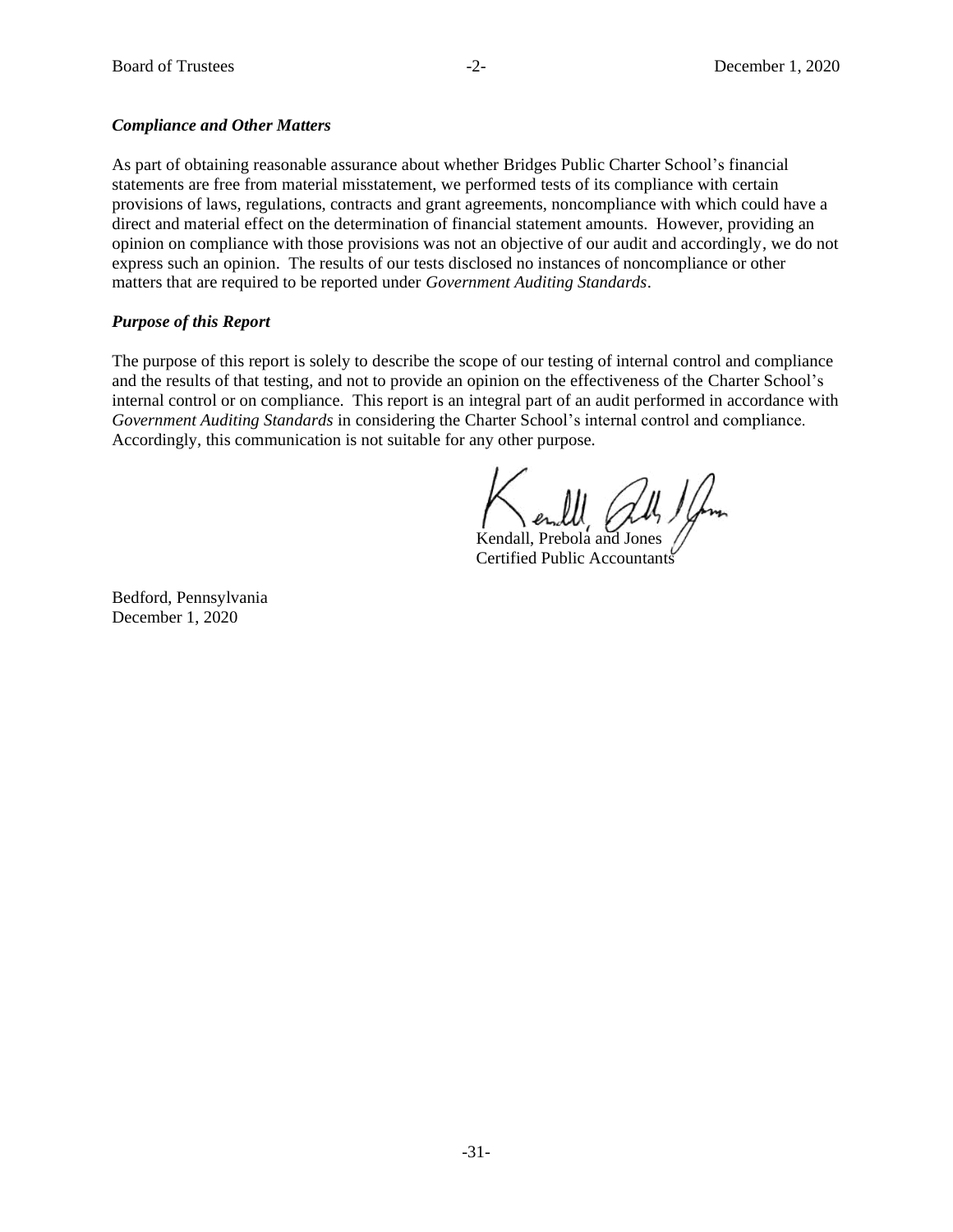***Compliance and Other Matters***

As part of obtaining reasonable assurance about whether Bridges Public Charter School's financial statements are free from material misstatement, we performed tests of its compliance with certain provisions of laws, regulations, contracts and grant agreements, noncompliance with which could have a direct and material effect on the determination of financial statement amounts. However, providing an opinion on compliance with those provisions was not an objective of our audit and accordingly, we do not express such an opinion. The results of our tests disclosed no instances of noncompliance or other matters that are required to be reported under *Government Auditing Standards*.

***Purpose of this Report***

The purpose of this report is solely to describe the scope of our testing of internal control and compliance and the results of that testing, and not to provide an opinion on the effectiveness of the Charter School's internal control or on compliance. This report is an integral part of an audit performed in accordance with *Government Auditing Standards* in considering the Charter School's internal control and compliance. Accordingly, this communication is not suitable for any other purpose.

Kendall, Prebola and Jones
Certified Public Accountants

Bedford, Pennsylvania
December 1, 2020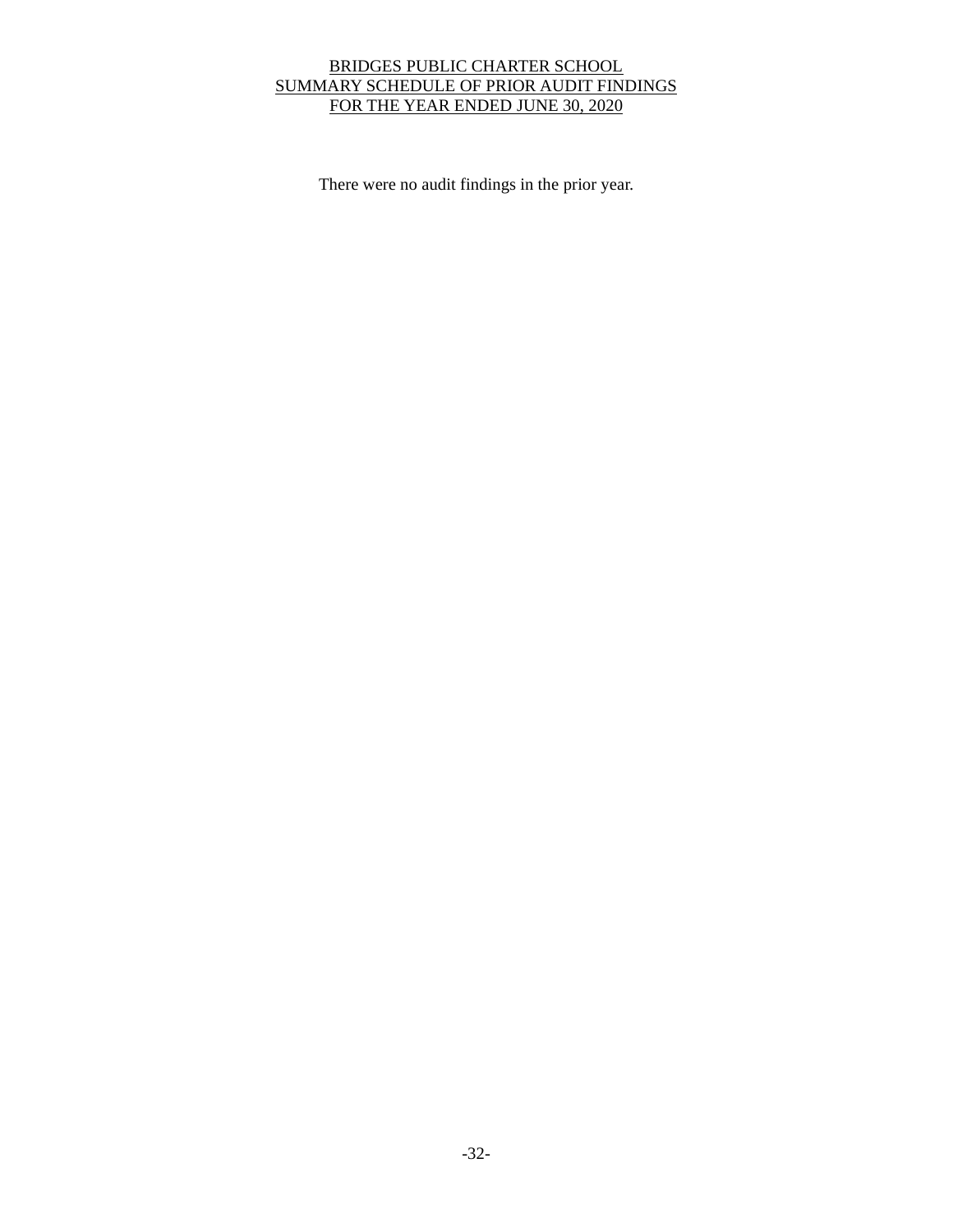# BRIDGES PUBLIC CHARTER SCHOOL
## SUMMARY SCHEDULE OF PRIOR AUDIT FINDINGS
## FOR THE YEAR ENDED JUNE 30, 2020

There were no audit findings in the prior year.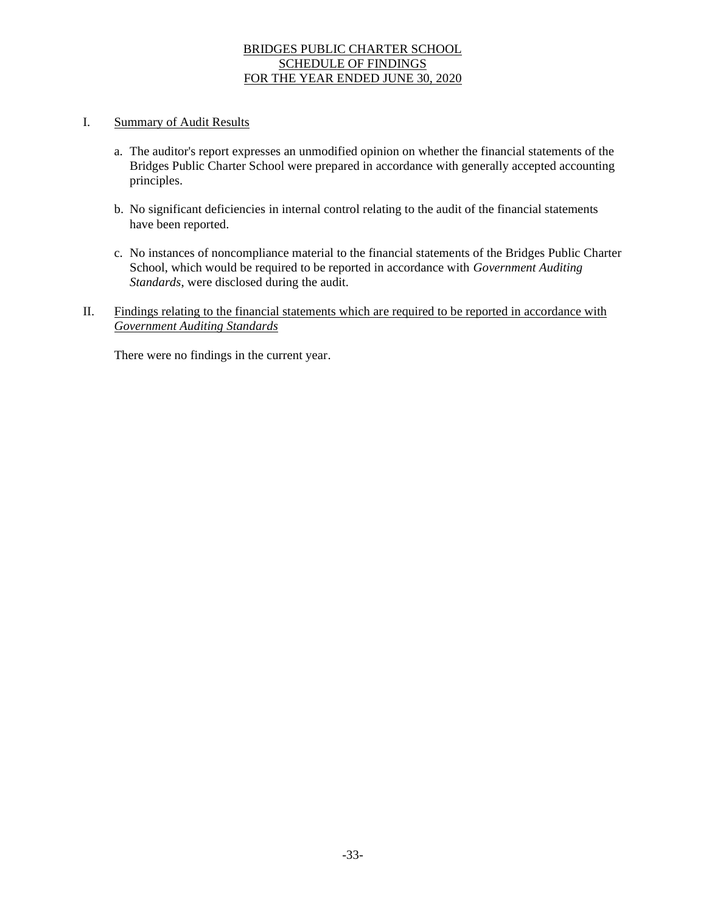# BRIDGES PUBLIC CHARTER SCHOOL
## SCHEDULE OF FINDINGS
## FOR THE YEAR ENDED JUNE 30, 2020

I. Summary of Audit Results

a. The auditor's report expresses an unmodified opinion on whether the financial statements of the Bridges Public Charter School were prepared in accordance with generally accepted accounting principles.

b. No significant deficiencies in internal control relating to the audit of the financial statements have been reported.

c. No instances of noncompliance material to the financial statements of the Bridges Public Charter School, which would be required to be reported in accordance with *Government Auditing Standards*, were disclosed during the audit.

II. Findings relating to the financial statements which are required to be reported in accordance with *Government Auditing Standards*

There were no findings in the current year.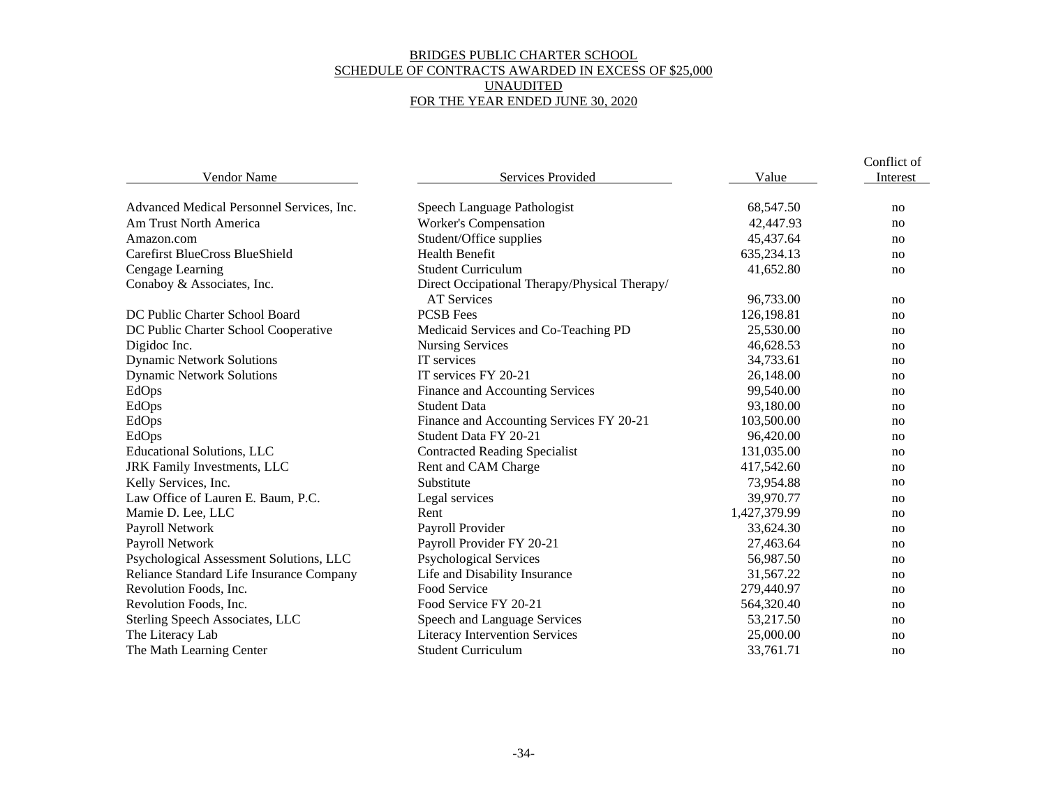BRIDGES PUBLIC CHARTER SCHOOL
SCHEDULE OF CONTRACTS AWARDED IN EXCESS OF $25,000
UNAUDITED
FOR THE YEAR ENDED JUNE 30, 2020

| Vendor Name | Services Provided | Value | Conflict of Interest |
|---|---|---|---|
| Advanced Medical Personnel Services, Inc. | Speech Language Pathologist | 68,547.50 | no |
| Am Trust North America | Worker's Compensation | 42,447.93 | no |
| Amazon.com | Student/Office supplies | 45,437.64 | no |
| Carefirst BlueCross BlueShield | Health Benefit | 635,234.13 | no |
| Cengage Learning | Student Curriculum | 41,652.80 | no |
| Conaboy & Associates, Inc. | Direct Occipational Therapy/Physical Therapy/ AT Services | 96,733.00 | no |
| DC Public Charter School Board | PCSB Fees | 126,198.81 | no |
| DC Public Charter School Cooperative | Medicaid Services and Co-Teaching PD | 25,530.00 | no |
| Digidoc Inc. | Nursing Services | 46,628.53 | no |
| Dynamic Network Solutions | IT services | 34,733.61 | no |
| Dynamic Network Solutions | IT services FY 20-21 | 26,148.00 | no |
| EdOps | Finance and Accounting Services | 99,540.00 | no |
| EdOps | Student Data | 93,180.00 | no |
| EdOps | Finance and Accounting Services FY 20-21 | 103,500.00 | no |
| EdOps | Student Data FY 20-21 | 96,420.00 | no |
| Educational Solutions, LLC | Contracted Reading Specialist | 131,035.00 | no |
| JRK Family Investments, LLC | Rent and CAM Charge | 417,542.60 | no |
| Kelly Services, Inc. | Substitute | 73,954.88 | no |
| Law Office of Lauren E. Baum, P.C. | Legal services | 39,970.77 | no |
| Mamie D. Lee, LLC | Rent | 1,427,379.99 | no |
| Payroll Network | Payroll Provider | 33,624.30 | no |
| Payroll Network | Payroll Provider FY 20-21 | 27,463.64 | no |
| Psychological Assessment Solutions, LLC | Psychological Services | 56,987.50 | no |
| Reliance Standard Life Insurance Company | Life and Disability Insurance | 31,567.22 | no |
| Revolution Foods, Inc. | Food Service | 279,440.97 | no |
| Revolution Foods, Inc. | Food Service FY 20-21 | 564,320.40 | no |
| Sterling Speech Associates, LLC | Speech and Language Services | 53,217.50 | no |
| The Literacy Lab | Literacy Intervention Services | 25,000.00 | no |
| The Math Learning Center | Student Curriculum | 33,761.71 | no |